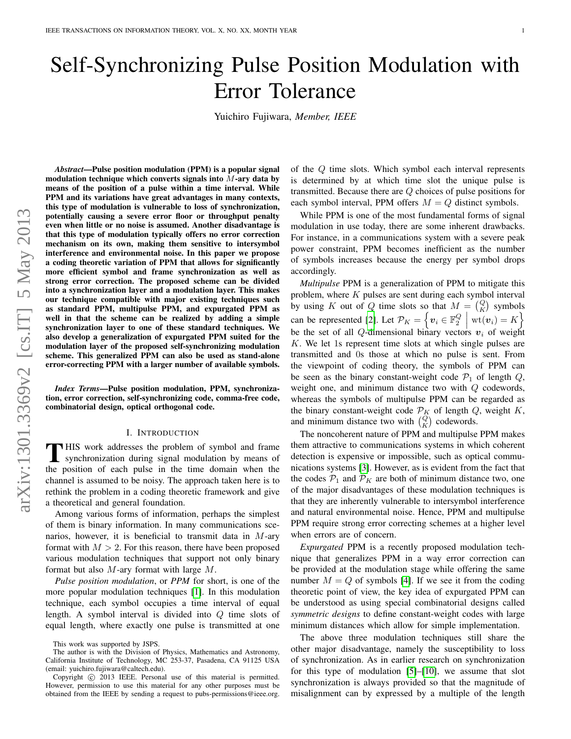# Self-Synchronizing Pulse Position Modulation with Error Tolerance

Yuichiro Fujiwara, *Member, IEEE*

***Abstract*—Pulse position modulation (PPM) is a popular signal modulation technique which converts signals into $M$-ary data by means of the position of a pulse within a time interval. While PPM and its variations have great advantages in many contexts, this type of modulation is vulnerable to loss of synchronization, potentially causing a severe error floor or throughput penalty even when little or no noise is assumed. Another disadvantage is that this type of modulation typically offers no error correction mechanism on its own, making them sensitive to intersymbol interference and environmental noise. In this paper we propose a coding theoretic variation of PPM that allows for significantly more efficient symbol and frame synchronization as well as strong error correction. The proposed scheme can be divided into a synchronization layer and a modulation layer. This makes our technique compatible with major existing techniques such as standard PPM, multipulse PPM, and expurgated PPM as well in that the scheme can be realized by adding a simple synchronization layer to one of these standard techniques. We also develop a generalization of expurgated PPM suited for the modulation layer of the proposed self-synchronizing modulation scheme. This generalized PPM can also be used as stand-alone error-correcting PPM with a larger number of available symbols.**

***Index Terms*—Pulse position modulation, PPM, synchronization, error correction, self-synchronizing code, comma-free code, combinatorial design, optical orthogonal code.**

## I. Introduction

This work addresses the problem of symbol and frame synchronization during signal modulation by means of the position of each pulse in the time domain when the channel is assumed to be noisy. The approach taken here is to rethink the problem in a coding theoretic framework and give a theoretical and general foundation.

Among various forms of information, perhaps the simplest of them is binary information. In many communications scenarios, however, it is beneficial to transmit data in $M$-ary format with $M > 2$. For this reason, there have been proposed various modulation techniques that support not only binary format but also $M$-ary format with large $M$.

*Pulse position modulation*, or *PPM* for short, is one of the more popular modulation techniques [1]. In this modulation technique, each symbol occupies a time interval of equal length. A symbol interval is divided into $Q$ time slots of equal length, where exactly one pulse is transmitted at one of the $Q$ time slots. Which symbol each interval represents is determined by at which time slot the unique pulse is transmitted. Because there are $Q$ choices of pulse positions for each symbol interval, PPM offers $M = Q$ distinct symbols.

While PPM is one of the most fundamental forms of signal modulation in use today, there are some inherent drawbacks. For instance, in a communications system with a severe peak power constraint, PPM becomes inefficient as the number of symbols increases because the energy per symbol drops accordingly.

*Multipulse* PPM is a generalization of PPM to mitigate this problem, where $K$ pulses are sent during each symbol interval by using $K$ out of $Q$ time slots so that $M = \binom{Q}{K}$ symbols can be represented [2]. Let $\mathcal{P}_K = \left\{ \boldsymbol{v}_i \in \mathbb{F}_2^Q \;\middle|\; \mathrm{wt}(\boldsymbol{v}_i) = K \right\}$ be the set of all $Q$-dimensional binary vectors $\boldsymbol{v}_i$ of weight $K$. We let 1s represent time slots at which single pulses are transmitted and 0s those at which no pulse is sent. From the viewpoint of coding theory, the symbols of PPM can be seen as the binary constant-weight code $\mathcal{P}_1$ of length $Q$, weight one, and minimum distance two with $Q$ codewords, whereas the symbols of multipulse PPM can be regarded as the binary constant-weight code $\mathcal{P}_K$ of length $Q$, weight $K$, and minimum distance two with $\binom{Q}{K}$ codewords.

The noncoherent nature of PPM and multipulse PPM makes them attractive to communications systems in which coherent detection is expensive or impossible, such as optical communications systems [3]. However, as is evident from the fact that the codes $\mathcal{P}_1$ and $\mathcal{P}_K$ are both of minimum distance two, one of the major disadvantages of these modulation techniques is that they are inherently vulnerable to intersymbol interference and natural environmental noise. Hence, PPM and multipulse PPM require strong error correcting schemes at a higher level when errors are of concern.

*Expurgated* PPM is a recently proposed modulation technique that generalizes PPM in a way error correction can be provided at the modulation stage while offering the same number $M = Q$ of symbols [4]. If we see it from the coding theoretic point of view, the key idea of expurgated PPM can be understood as using special combinatorial designs called *symmetric designs* to define constant-weight codes with large minimum distances which allow for simple implementation.

The above three modulation techniques still share the other major disadvantage, namely the susceptibility to loss of synchronization. As in earlier research on synchronization for this type of modulation [5]–[10], we assume that slot synchronization is always provided so that the magnitude of misalignment can by expressed by a multiple of the length

This work was supported by JSPS.

The author is with the Division of Physics, Mathematics and Astronomy, California Institute of Technology, MC 253-37, Pasadena, CA 91125 USA (email: yuichiro.fujiwara@caltech.edu).

Copyright © 2013 IEEE. Personal use of this material is permitted. However, permission to use this material for any other purposes must be obtained from the IEEE by sending a request to pubs-permissions@ieee.org.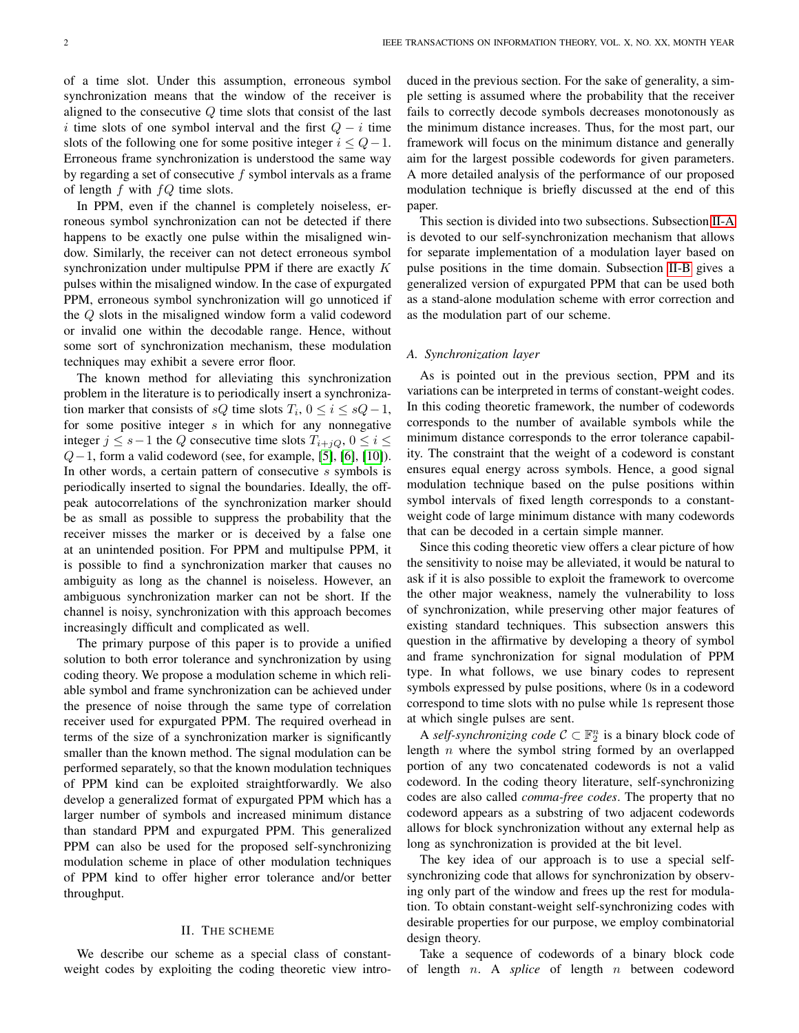of a time slot. Under this assumption, erroneous symbol synchronization means that the window of the receiver is aligned to the consecutive $Q$ time slots that consist of the last $i$ time slots of one symbol interval and the first $Q-i$ time slots of the following one for some positive integer $i \leq Q-1$. Erroneous frame synchronization is understood the same way by regarding a set of consecutive $f$ symbol intervals as a frame of length $f$ with $fQ$ time slots.

In PPM, even if the channel is completely noiseless, erroneous symbol synchronization can not be detected if there happens to be exactly one pulse within the misaligned window. Similarly, the receiver can not detect erroneous symbol synchronization under multipulse PPM if there are exactly $K$ pulses within the misaligned window. In the case of expurgated PPM, erroneous symbol synchronization will go unnoticed if the $Q$ slots in the misaligned window form a valid codeword or invalid one within the decodable range. Hence, without some sort of synchronization mechanism, these modulation techniques may exhibit a severe error floor.

The known method for alleviating this synchronization problem in the literature is to periodically insert a synchronization marker that consists of $sQ$ time slots $T_i$, $0 \leq i \leq sQ-1$, for some positive integer $s$ in which for any nonnegative integer $j \leq s-1$ the $Q$ consecutive time slots $T_{i+jQ}$, $0 \leq i \leq Q-1$, form a valid codeword (see, for example, [5], [6], [10]). In other words, a certain pattern of consecutive $s$ symbols is periodically inserted to signal the boundaries. Ideally, the off-peak autocorrelations of the synchronization marker should be as small as possible to suppress the probability that the receiver misses the marker or is deceived by a false one at an unintended position. For PPM and multipulse PPM, it is possible to find a synchronization marker that causes no ambiguity as long as the channel is noiseless. However, an ambiguous synchronization marker can not be short. If the channel is noisy, synchronization with this approach becomes increasingly difficult and complicated as well.

The primary purpose of this paper is to provide a unified solution to both error tolerance and synchronization by using coding theory. We propose a modulation scheme in which reliable symbol and frame synchronization can be achieved under the presence of noise through the same type of correlation receiver used for expurgated PPM. The required overhead in terms of the size of a synchronization marker is significantly smaller than the known method. The signal modulation can be performed separately, so that the known modulation techniques of PPM kind can be exploited straightforwardly. We also develop a generalized format of expurgated PPM which has a larger number of symbols and increased minimum distance than standard PPM and expurgated PPM. This generalized PPM can also be used for the proposed self-synchronizing modulation scheme in place of other modulation techniques of PPM kind to offer higher error tolerance and/or better throughput.

## II. The scheme

We describe our scheme as a special class of constant-weight codes by exploiting the coding theoretic view introduced in the previous section. For the sake of generality, a simple setting is assumed where the probability that the receiver fails to correctly decode symbols decreases monotonously as the minimum distance increases. Thus, for the most part, our framework will focus on the minimum distance and generally aim for the largest possible codewords for given parameters. A more detailed analysis of the performance of our proposed modulation technique is briefly discussed at the end of this paper.

This section is divided into two subsections. Subsection II-A is devoted to our self-synchronization mechanism that allows for separate implementation of a modulation layer based on pulse positions in the time domain. Subsection II-B gives a generalized version of expurgated PPM that can be used both as a stand-alone modulation scheme with error correction and as the modulation part of our scheme.

### A. Synchronization layer

As is pointed out in the previous section, PPM and its variations can be interpreted in terms of constant-weight codes. In this coding theoretic framework, the number of codewords corresponds to the number of available symbols while the minimum distance corresponds to the error tolerance capability. The constraint that the weight of a codeword is constant ensures equal energy across symbols. Hence, a good signal modulation technique based on the pulse positions within symbol intervals of fixed length corresponds to a constant-weight code of large minimum distance with many codewords that can be decoded in a certain simple manner.

Since this coding theoretic view offers a clear picture of how the sensitivity to noise may be alleviated, it would be natural to ask if it is also possible to exploit the framework to overcome the other major weakness, namely the vulnerability to loss of synchronization, while preserving other major features of existing standard techniques. This subsection answers this question in the affirmative by developing a theory of symbol and frame synchronization for signal modulation of PPM type. In what follows, we use binary codes to represent symbols expressed by pulse positions, where 0s in a codeword correspond to time slots with no pulse while 1s represent those at which single pulses are sent.

A *self-synchronizing code* $\mathcal{C} \subset \mathbb{F}_2^n$ is a binary block code of length $n$ where the symbol string formed by an overlapped portion of any two concatenated codewords is not a valid codeword. In the coding theory literature, self-synchronizing codes are also called *comma-free codes*. The property that no codeword appears as a substring of two adjacent codewords allows for block synchronization without any external help as long as synchronization is provided at the bit level.

The key idea of our approach is to use a special self-synchronizing code that allows for synchronization by observing only part of the window and frees up the rest for modulation. To obtain constant-weight self-synchronizing codes with desirable properties for our purpose, we employ combinatorial design theory.

Take a sequence of codewords of a binary block code of length $n$. A *splice* of length $n$ between codeword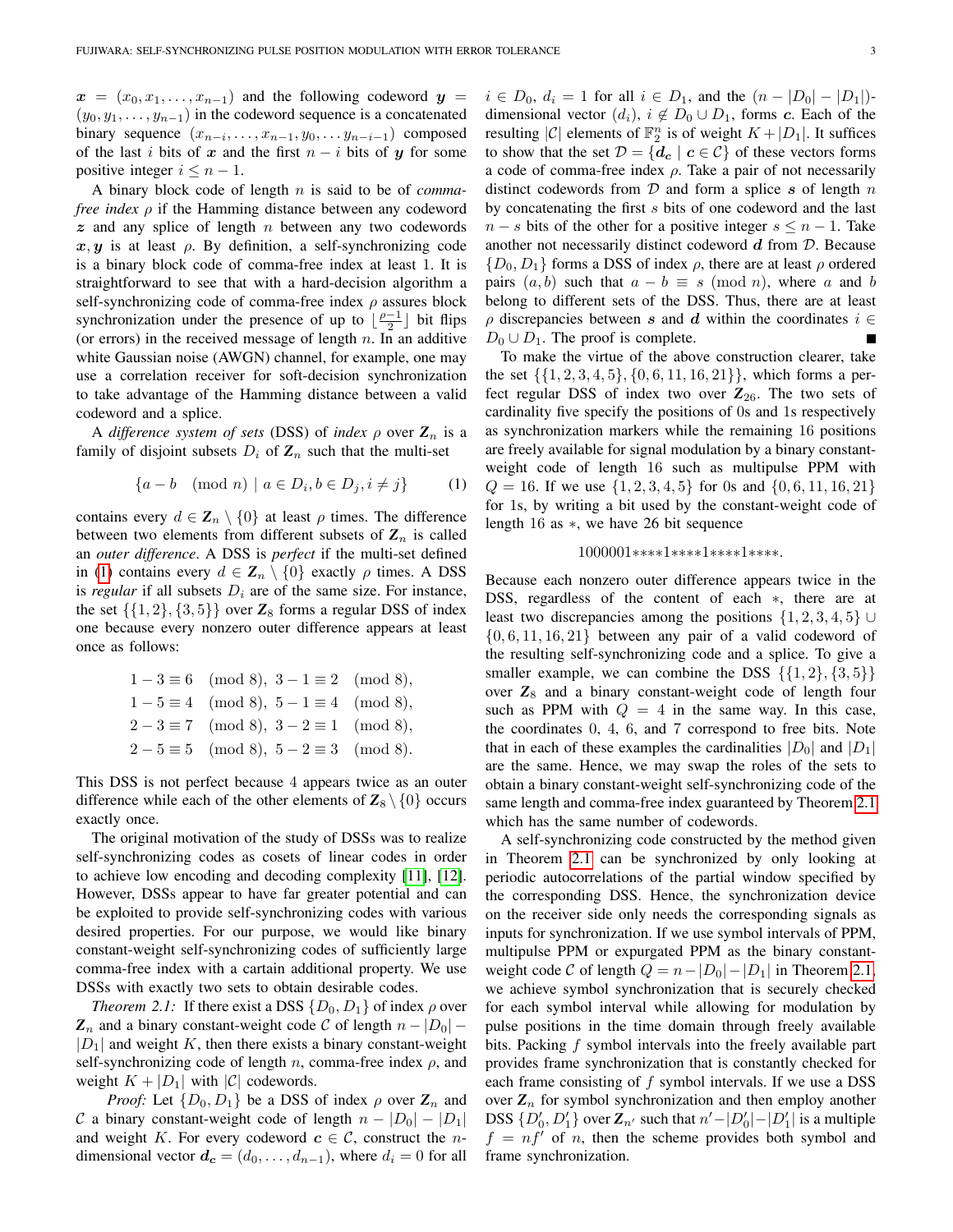$\boldsymbol{x} = (x_0, x_1, \dots, x_{n-1})$ and the following codeword $\boldsymbol{y} = (y_0, y_1, \dots, y_{n-1})$ in the codeword sequence is a concatenated binary sequence $(x_{n-i}, \dots, x_{n-1}, y_0, \dots y_{n-i-1})$ composed of the last $i$ bits of $\boldsymbol{x}$ and the first $n-i$ bits of $\boldsymbol{y}$ for some positive integer $i \leq n-1$.

A binary block code of length $n$ is said to be of *comma-free index* $\rho$ if the Hamming distance between any codeword $\boldsymbol{z}$ and any splice of length $n$ between any two codewords $\boldsymbol{x}, \boldsymbol{y}$ is at least $\rho$. By definition, a self-synchronizing code is a binary block code of comma-free index at least 1. It is straightforward to see that with a hard-decision algorithm a self-synchronizing code of comma-free index $\rho$ assures block synchronization under the presence of up to $\lfloor \frac{\rho-1}{2} \rfloor$ bit flips (or errors) in the received message of length $n$. In an additive white Gaussian noise (AWGN) channel, for example, one may use a correlation receiver for soft-decision synchronization to take advantage of the Hamming distance between a valid codeword and a splice.

A *difference system of sets* (DSS) of *index* $\rho$ over $\mathbf{Z}_n$ is a family of disjoint subsets $D_i$ of $\mathbf{Z}_n$ such that the multi-set

$$\{a - b \pmod{n} \mid a \in D_i, b \in D_j, i \neq j\} \tag{1}$$

contains every $d \in \mathbf{Z}_n \setminus \{0\}$ at least $\rho$ times. The difference between two elements from different subsets of $\mathbf{Z}_n$ is called an *outer difference*. A DSS is *perfect* if the multi-set defined in (1) contains every $d \in \mathbf{Z}_n \setminus \{0\}$ exactly $\rho$ times. A DSS is *regular* if all subsets $D_i$ are of the same size. For instance, the set $\{\{1, 2\}, \{3, 5\}\}$ over $\mathbf{Z}_8$ forms a regular DSS of index one because every nonzero outer difference appears at least once as follows:

$$\begin{aligned}
1 - 3 &\equiv 6 \pmod{8}, & 3 - 1 &\equiv 2 \pmod{8},\\
1 - 5 &\equiv 4 \pmod{8}, & 5 - 1 &\equiv 4 \pmod{8},\\
2 - 3 &\equiv 7 \pmod{8}, & 3 - 2 &\equiv 1 \pmod{8},\\
2 - 5 &\equiv 5 \pmod{8}, & 5 - 2 &\equiv 3 \pmod{8}.
\end{aligned}$$

This DSS is not perfect because 4 appears twice as an outer difference while each of the other elements of $\mathbf{Z}_8 \setminus \{0\}$ occurs exactly once.

The original motivation of the study of DSSs was to realize self-synchronizing codes as cosets of linear codes in order to achieve low encoding and decoding complexity [11], [12]. However, DSSs appear to have far greater potential and can be exploited to provide self-synchronizing codes with various desired properties. For our purpose, we would like binary constant-weight self-synchronizing codes of sufficiently large comma-free index with a cartain additional property. We use DSSs with exactly two sets to obtain desirable codes.

*Theorem 2.1:* If there exist a DSS $\{D_0, D_1\}$ of index $\rho$ over $\mathbf{Z}_n$ and a binary constant-weight code $\mathcal{C}$ of length $n - |D_0| - |D_1|$ and weight $K$, then there exists a binary constant-weight self-synchronizing code of length $n$, comma-free index $\rho$, and weight $K + |D_1|$ with $|\mathcal{C}|$ codewords.

*Proof:* Let $\{D_0, D_1\}$ be a DSS of index $\rho$ over $\mathbf{Z}_n$ and $\mathcal{C}$ a binary constant-weight code of length $n - |D_0| - |D_1|$ and weight $K$. For every codeword $\boldsymbol{c} \in \mathcal{C}$, construct the $n$-dimensional vector $\boldsymbol{d_c} = (d_0, \dots, d_{n-1})$, where $d_i = 0$ for all $i \in D_0$, $d_i = 1$ for all $i \in D_1$, and the $(n - |D_0| - |D_1|)$-dimensional vector $(d_i)$, $i \notin D_0 \cup D_1$, forms $\boldsymbol{c}$. Each of the resulting $|\mathcal{C}|$ elements of $\mathbb{F}_2^n$ is of weight $K + |D_1|$. It suffices to show that the set $\mathcal{D} = \{\boldsymbol{d_c} \mid \boldsymbol{c} \in \mathcal{C}\}$ of these vectors forms a code of comma-free index $\rho$. Take a pair of not necessarily distinct codewords from $\mathcal{D}$ and form a splice $\boldsymbol{s}$ of length $n$ by concatenating the first $s$ bits of one codeword and the last $n - s$ bits of the other for a positive integer $s \leq n-1$. Take another not necessarily distinct codeword $\boldsymbol{d}$ from $\mathcal{D}$. Because $\{D_0, D_1\}$ forms a DSS of index $\rho$, there are at least $\rho$ ordered pairs $(a, b)$ such that $a - b \equiv s \pmod{n}$, where $a$ and $b$ belong to different sets of the DSS. Thus, there are at least $\rho$ discrepancies between $\boldsymbol{s}$ and $\boldsymbol{d}$ within the coordinates $i \in D_0 \cup D_1$. The proof is complete. ∎

To make the virtue of the above construction clearer, take the set $\{\{1, 2, 3, 4, 5\}, \{0, 6, 11, 16, 21\}\}$, which forms a perfect regular DSS of index two over $\mathbf{Z}_{26}$. The two sets of cardinality five specify the positions of 0s and 1s respectively as synchronization markers while the remaining 16 positions are freely available for signal modulation by a binary constant-weight code of length 16 such as multipulse PPM with $Q = 16$. If we use $\{1, 2, 3, 4, 5\}$ for 0s and $\{0, 6, 11, 16, 21\}$ for 1s, by writing a bit used by the constant-weight code of length 16 as $*$, we have 26 bit sequence

$$1000001{*}{*}{*}{*}1{*}{*}{*}{*}1{*}{*}{*}{*}1{*}{*}{*}{*}.$$

Because each nonzero outer difference appears twice in the DSS, regardless of the content of each $*$, there are at least two discrepancies among the positions $\{1, 2, 3, 4, 5\} \cup \{0, 6, 11, 16, 21\}$ between any pair of a valid codeword of the resulting self-synchronizing code and a splice. To give a smaller example, we can combine the DSS $\{\{1, 2\}, \{3, 5\}\}$ over $\mathbf{Z}_8$ and a binary constant-weight code of length four such as PPM with $Q = 4$ in the same way. In this case, the coordinates 0, 4, 6, and 7 correspond to free bits. Note that in each of these examples the cardinalities $|D_0|$ and $|D_1|$ are the same. Hence, we may swap the roles of the sets to obtain a binary constant-weight self-synchronizing code of the same length and comma-free index guaranteed by Theorem 2.1 which has the same number of codewords.

A self-synchronizing code constructed by the method given in Theorem 2.1 can be synchronized by only looking at periodic autocorrelations of the partial window specified by the corresponding DSS. Hence, the synchronization device on the receiver side only needs the corresponding signals as inputs for synchronization. If we use symbol intervals of PPM, multipulse PPM or expurgated PPM as the binary constant-weight code $\mathcal{C}$ of length $Q = n - |D_0| - |D_1|$ in Theorem 2.1, we achieve symbol synchronization that is securely checked for each symbol interval while allowing for modulation by pulse positions in the time domain through freely available bits. Packing $f$ symbol intervals into the freely available part provides frame synchronization that is constantly checked for each frame consisting of $f$ symbol intervals. If we use a DSS over $\mathbf{Z}_n$ for symbol synchronization and then employ another DSS $\{D'_0, D'_1\}$ over $\mathbf{Z}_{n'}$ such that $n' - |D'_0| - |D'_1|$ is a multiple $f = nf'$ of $n$, then the scheme provides both symbol and frame synchronization.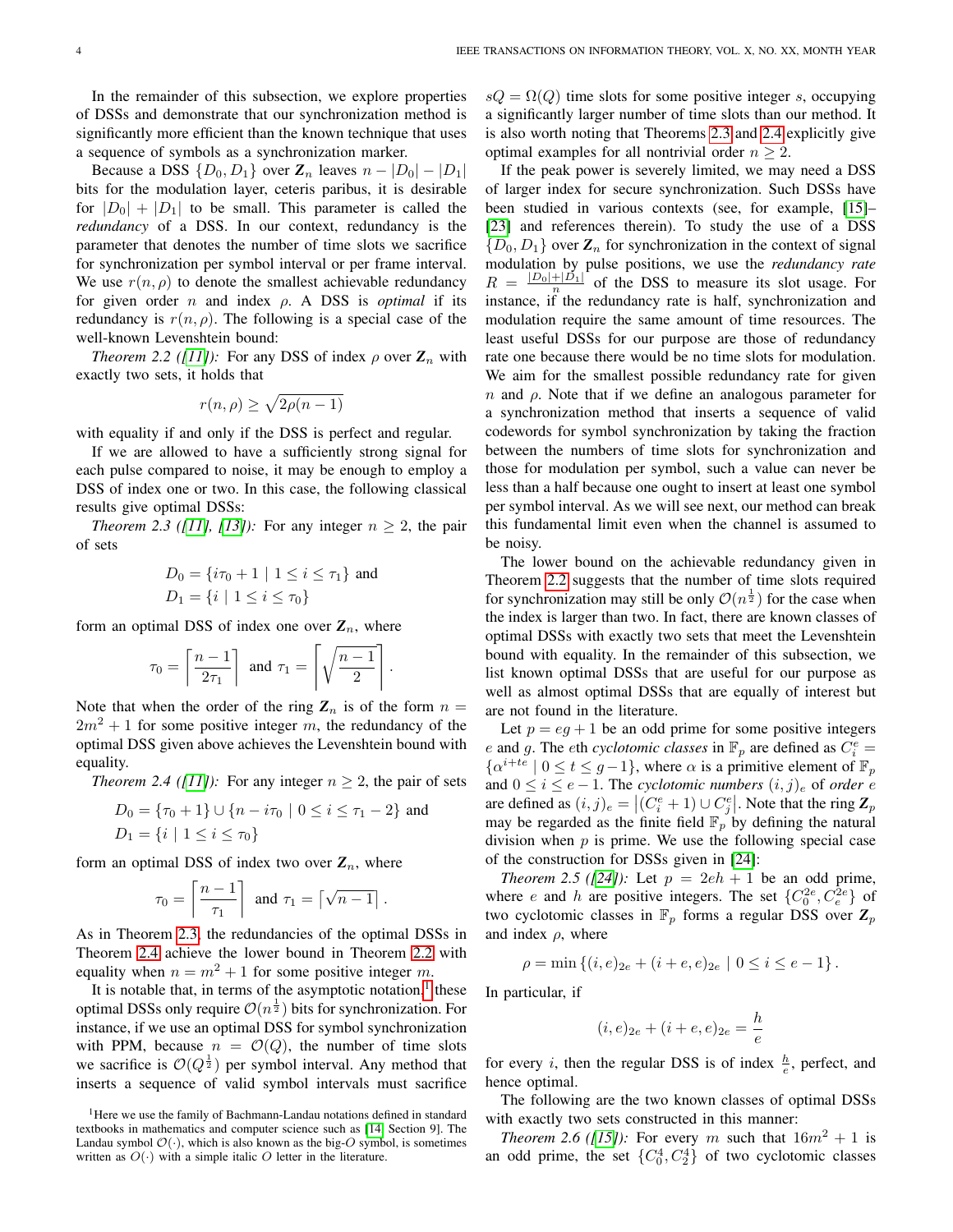In the remainder of this subsection, we explore properties of DSSs and demonstrate that our synchronization method is significantly more efficient than the known technique that uses a sequence of symbols as a synchronization marker.

Because a DSS $\{D_0, D_1\}$ over $\mathbf{Z}_n$ leaves $n - |D_0| - |D_1|$ bits for the modulation layer, ceteris paribus, it is desirable for $|D_0| + |D_1|$ to be small. This parameter is called the *redundancy* of a DSS. In our context, redundancy is the parameter that denotes the number of time slots we sacrifice for synchronization per symbol interval or per frame interval. We use $r(n, \rho)$ to denote the smallest achievable redundancy for given order $n$ and index $\rho$. A DSS is *optimal* if its redundancy is $r(n, \rho)$. The following is a special case of the well-known Levenshtein bound:

*Theorem 2.2 ([11]):* For any DSS of index $\rho$ over $\mathbf{Z}_n$ with exactly two sets, it holds that

$$r(n, \rho) \geq \sqrt{2\rho(n-1)}$$

with equality if and only if the DSS is perfect and regular.

If we are allowed to have a sufficiently strong signal for each pulse compared to noise, it may be enough to employ a DSS of index one or two. In this case, the following classical results give optimal DSSs:

*Theorem 2.3 ([11], [13]):* For any integer $n \geq 2$, the pair of sets

$$D_0 = \{i\tau_0 + 1 \mid 1 \leq i \leq \tau_1\} \text{ and}$$
$$D_1 = \{i \mid 1 \leq i \leq \tau_0\}$$

form an optimal DSS of index one over $\mathbf{Z}_n$, where

$$\tau_0 = \left\lceil \frac{n-1}{2\tau_1} \right\rceil \text{ and } \tau_1 = \left\lceil \sqrt{\frac{n-1}{2}} \right\rceil.$$

Note that when the order of the ring $\mathbf{Z}_n$ is of the form $n = 2m^2 + 1$ for some positive integer $m$, the redundancy of the optimal DSS given above achieves the Levenshtein bound with equality.

*Theorem 2.4 ([11]):* For any integer $n \geq 2$, the pair of sets

$$D_0 = \{\tau_0 + 1\} \cup \{n - i\tau_0 \mid 0 \leq i \leq \tau_1 - 2\} \text{ and}$$
$$D_1 = \{i \mid 1 \leq i \leq \tau_0\}$$

form an optimal DSS of index two over $\mathbf{Z}_n$, where

$$\tau_0 = \left\lceil \frac{n-1}{\tau_1} \right\rceil \text{ and } \tau_1 = \left\lceil \sqrt{n-1} \right\rceil.$$

As in Theorem 2.3, the redundancies of the optimal DSSs in Theorem 2.4 achieve the lower bound in Theorem 2.2 with equality when $n = m^2 + 1$ for some positive integer $m$.

It is notable that, in terms of the asymptotic notation,[1] these optimal DSSs only require $\mathcal{O}(n^{\frac{1}{2}})$ bits for synchronization. For instance, if we use an optimal DSS for symbol synchronization with PPM, because $n = \mathcal{O}(Q)$, the number of time slots we sacrifice is $\mathcal{O}(Q^{\frac{1}{2}})$ per symbol interval. Any method that inserts a sequence of valid symbol intervals must sacrifice $sQ = \Omega(Q)$ time slots for some positive integer $s$, occupying a significantly larger number of time slots than our method. It is also worth noting that Theorems 2.3 and 2.4 explicitly give optimal examples for all nontrivial order $n \geq 2$.

If the peak power is severely limited, we may need a DSS of larger index for secure synchronization. Such DSSs have been studied in various contexts (see, for example, [15]–[23] and references therein). To study the use of a DSS $\{D_0, D_1\}$ over $\mathbf{Z}_n$ for synchronization in the context of signal modulation by pulse positions, we use the *redundancy rate* $R = \frac{|D_0|+|D_1|}{n}$ of the DSS to measure its slot usage. For instance, if the redundancy rate is half, synchronization and modulation require the same amount of time resources. The least useful DSSs for our purpose are those of redundancy rate one because there would be no time slots for modulation. We aim for the smallest possible redundancy rate for given $n$ and $\rho$. Note that if we define an analogous parameter for a synchronization method that inserts a sequence of valid codewords for symbol synchronization by taking the fraction between the numbers of time slots for synchronization and those for modulation per symbol, such a value can never be less than a half because one ought to insert at least one symbol per symbol interval. As we will see next, our method can break this fundamental limit even when the channel is assumed to be noisy.

The lower bound on the achievable redundancy given in Theorem 2.2 suggests that the number of time slots required for synchronization may still be only $\mathcal{O}(n^{\frac{1}{2}})$ for the case when the index is larger than two. In fact, there are known classes of optimal DSSs with exactly two sets that meet the Levenshtein bound with equality. In the remainder of this subsection, we list known optimal DSSs that are useful for our purpose as well as almost optimal DSSs that are equally of interest but are not found in the literature.

Let $p = eg + 1$ be an odd prime for some positive integers $e$ and $g$. The $e$th *cyclotomic classes* in $\mathbb{F}_p$ are defined as $C_i^e = \{\alpha^{i+te} \mid 0 \leq t \leq g-1\}$, where $\alpha$ is a primitive element of $\mathbb{F}_p$ and $0 \leq i \leq e-1$. The *cyclotomic numbers* $(i,j)_e$ of *order* $e$ are defined as $(i,j)_e = \left|(C_i^e + 1) \cup C_j^e\right|$. Note that the ring $\mathbf{Z}_p$ may be regarded as the finite field $\mathbb{F}_p$ by defining the natural division when $p$ is prime. We use the following special case of the construction for DSSs given in [24]:

*Theorem 2.5 ([24]):* Let $p = 2eh + 1$ be an odd prime, where $e$ and $h$ are positive integers. The set $\{C_0^{2e}, C_e^{2e}\}$ of two cyclotomic classes in $\mathbb{F}_p$ forms a regular DSS over $\mathbf{Z}_p$ and index $\rho$, where

$$\rho = \min\left\{(i,e)_{2e} + (i+e,e)_{2e} \mid 0 \leq i \leq e-1\right\}.$$

In particular, if

$$(i,e)_{2e} + (i+e,e)_{2e} = \frac{h}{e}$$

for every $i$, then the regular DSS is of index $\frac{h}{e}$, perfect, and hence optimal.

The following are the two known classes of optimal DSSs with exactly two sets constructed in this manner:

*Theorem 2.6 ([15]):* For every $m$ such that $16m^2 + 1$ is an odd prime, the set $\{C_0^4, C_2^4\}$ of two cyclotomic classes

[1] Here we use the family of Bachmann-Landau notations defined in standard textbooks in mathematics and computer science such as [14, Section 9]. The Landau symbol $\mathcal{O}(\cdot)$, which is also known as the big-$O$ symbol, is sometimes written as $O(\cdot)$ with a simple italic $O$ letter in the literature.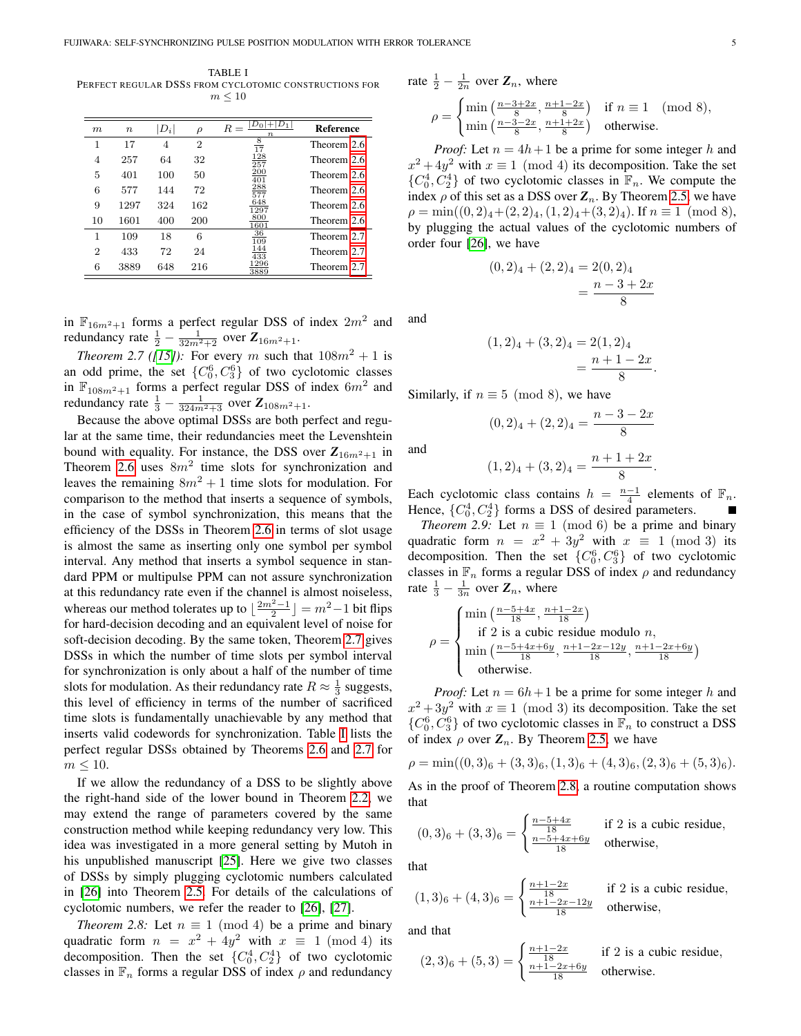TABLE I
PERFECT REGULAR DSSS FROM CYCLOTOMIC CONSTRUCTIONS FOR $m \leq 10$

| $m$ | $n$ | $\|D_i\|$ | $\rho$ | $R = \frac{\|D_0\|+\|D_1\|}{n}$ | Reference |
|---|---|---|---|---|---|
| 1 | 17 | 4 | 2 | $\frac{8}{17}$ | Theorem 2.6 |
| 4 | 257 | 64 | 32 | $\frac{128}{257}$ | Theorem 2.6 |
| 5 | 401 | 100 | 50 | $\frac{200}{401}$ | Theorem 2.6 |
| 6 | 577 | 144 | 72 | $\frac{288}{577}$ | Theorem 2.6 |
| 9 | 1297 | 324 | 162 | $\frac{648}{1297}$ | Theorem 2.6 |
| 10 | 1601 | 400 | 200 | $\frac{800}{1601}$ | Theorem 2.6 |
| 1 | 109 | 18 | 6 | $\frac{36}{109}$ | Theorem 2.7 |
| 2 | 433 | 72 | 24 | $\frac{144}{433}$ | Theorem 2.7 |
| 6 | 3889 | 648 | 216 | $\frac{1296}{3889}$ | Theorem 2.7 |

in $\mathbb{F}_{16m^2+1}$ forms a perfect regular DSS of index $2m^2$ and redundancy rate $\frac{1}{2} - \frac{1}{32m^2+2}$ over $\mathbf{Z}_{16m^2+1}$.

*Theorem 2.7 ([15]):* For every $m$ such that $108m^2+1$ is an odd prime, the set $\{C_0^6, C_3^6\}$ of two cyclotomic classes in $\mathbb{F}_{108m^2+1}$ forms a perfect regular DSS of index $6m^2$ and redundancy rate $\frac{1}{3} - \frac{1}{324m^2+3}$ over $\mathbf{Z}_{108m^2+1}$.

Because the above optimal DSSs are both perfect and regular at the same time, their redundancies meet the Levenshtein bound with equality. For instance, the DSS over $\mathbf{Z}_{16m^2+1}$ in Theorem 2.6 uses $8m^2$ time slots for synchronization and leaves the remaining $8m^2+1$ time slots for modulation. For comparison to the method that inserts a sequence of symbols, in the case of symbol synchronization, this means that the efficiency of the DSSs in Theorem 2.6 in terms of slot usage is almost the same as inserting only one symbol per symbol interval. Any method that inserts a symbol sequence in standard PPM or multipulse PPM can not assure synchronization at this redundancy rate even if the channel is almost noiseless, whereas our method tolerates up to $\lfloor\frac{2m^2-1}{2}\rfloor = m^2-1$ bit flips for hard-decision decoding and an equivalent level of noise for soft-decision decoding. By the same token, Theorem 2.7 gives DSSs in which the number of time slots per symbol interval for synchronization is only about a half of the number of time slots for modulation. As their redundancy rate $R \approx \frac{1}{3}$ suggests, this level of efficiency in terms of the number of sacrificed time slots is fundamentally unachievable by any method that inserts valid codewords for synchronization. Table I lists the perfect regular DSSs obtained by Theorems 2.6 and 2.7 for $m \leq 10$.

If we allow the redundancy of a DSS to be slightly above the right-hand side of the lower bound in Theorem 2.2, we may extend the range of parameters covered by the same construction method while keeping redundancy very low. This idea was investigated in a more general setting by Mutoh in his unpublished manuscript [25]. Here we give two classes of DSSs by simply plugging cyclotomic numbers calculated in [26] into Theorem 2.5. For details of the calculations of cyclotomic numbers, we refer the reader to [26], [27].

*Theorem 2.8:* Let $n \equiv 1 \pmod 4$ be a prime and binary quadratic form $n = x^2+4y^2$ with $x \equiv 1 \pmod 4$ its decomposition. Then the set $\{C_0^4, C_2^4\}$ of two cyclotomic classes in $\mathbb{F}_n$ forms a regular DSS of index $\rho$ and redundancy rate $\frac{1}{2} - \frac{1}{2n}$ over $\mathbf{Z}_n$, where

$$\rho = \begin{cases} \min\left(\frac{n-3+2x}{8}, \frac{n+1-2x}{8}\right) & \text{if } n \equiv 1 \pmod 8, \\ \min\left(\frac{n-3-2x}{8}, \frac{n+1+2x}{8}\right) & \text{otherwise.} \end{cases}$$

*Proof:* Let $n = 4h+1$ be a prime for some integer $h$ and $x^2+4y^2$ with $x \equiv 1 \pmod 4$ its decomposition. Take the set $\{C_0^4, C_2^4\}$ of two cyclotomic classes in $\mathbb{F}_n$. We compute the index $\rho$ of this set as a DSS over $\mathbf{Z}_n$. By Theorem 2.5, we have $\rho = \min((0,2)_4+(2,2)_4, (1,2)_4+(3,2)_4)$. If $n \equiv 1 \pmod 8$, by plugging the actual values of the cyclotomic numbers of order four [26], we have

$$\begin{aligned} (0,2)_4+(2,2)_4 &= 2(0,2)_4 \\ &= \frac{n-3+2x}{8} \end{aligned}$$

and

$$\begin{aligned} (1,2)_4+(3,2)_4 &= 2(1,2)_4 \\ &= \frac{n+1-2x}{8}. \end{aligned}$$

Similarly, if $n \equiv 5 \pmod 8$, we have

$$(0,2)_4+(2,2)_4 = \frac{n-3-2x}{8}$$

and

$$(1,2)_4+(3,2)_4 = \frac{n+1+2x}{8}.$$

Each cyclotomic class contains $h = \frac{n-1}{4}$ elements of $\mathbb{F}_n$. Hence, $\{C_0^4, C_2^4\}$ forms a DSS of desired parameters. ∎

*Theorem 2.9:* Let $n \equiv 1 \pmod 6$ be a prime and binary quadratic form $n = x^2+3y^2$ with $x \equiv 1 \pmod 3$ its decomposition. Then the set $\{C_0^6, C_3^6\}$ of two cyclotomic classes in $\mathbb{F}_n$ forms a regular DSS of index $\rho$ and redundancy rate $\frac{1}{3} - \frac{1}{3n}$ over $\mathbf{Z}_n$, where

$$\rho = \begin{cases} \min\left(\frac{n-5+4x}{18}, \frac{n+1-2x}{18}\right) \\ \quad \text{if 2 is a cubic residue modulo } n, \\ \min\left(\frac{n-5+4x+6y}{18}, \frac{n+1-2x-12y}{18}, \frac{n+1-2x+6y}{18}\right) \\ \quad \text{otherwise.} \end{cases}$$

*Proof:* Let $n = 6h+1$ be a prime for some integer $h$ and $x^2+3y^2$ with $x \equiv 1 \pmod 3$ its decomposition. Take the set $\{C_0^6, C_3^6\}$ of two cyclotomic classes in $\mathbb{F}_n$ to construct a DSS of index $\rho$ over $\mathbf{Z}_n$. By Theorem 2.5, we have

$$\rho = \min((0,3)_6+(3,3)_6, (1,3)_6+(4,3)_6, (2,3)_6+(5,3)_6).$$

As in the proof of Theorem 2.8, a routine computation shows that

$$(0,3)_6+(3,3)_6 = \begin{cases} \frac{n-5+4x}{18} & \text{if 2 is a cubic residue,} \\ \frac{n-5+4x+6y}{18} & \text{otherwise,} \end{cases}$$

that

$$(1,3)_6+(4,3)_6 = \begin{cases} \frac{n+1-2x}{18} & \text{if 2 is a cubic residue,} \\ \frac{n+1-2x-12y}{18} & \text{otherwise,} \end{cases}$$

and that

$$(2,3)_6+(5,3) = \begin{cases} \frac{n+1-2x}{18} & \text{if 2 is a cubic residue,} \\ \frac{n+1-2x+6y}{18} & \text{otherwise.} \end{cases}$$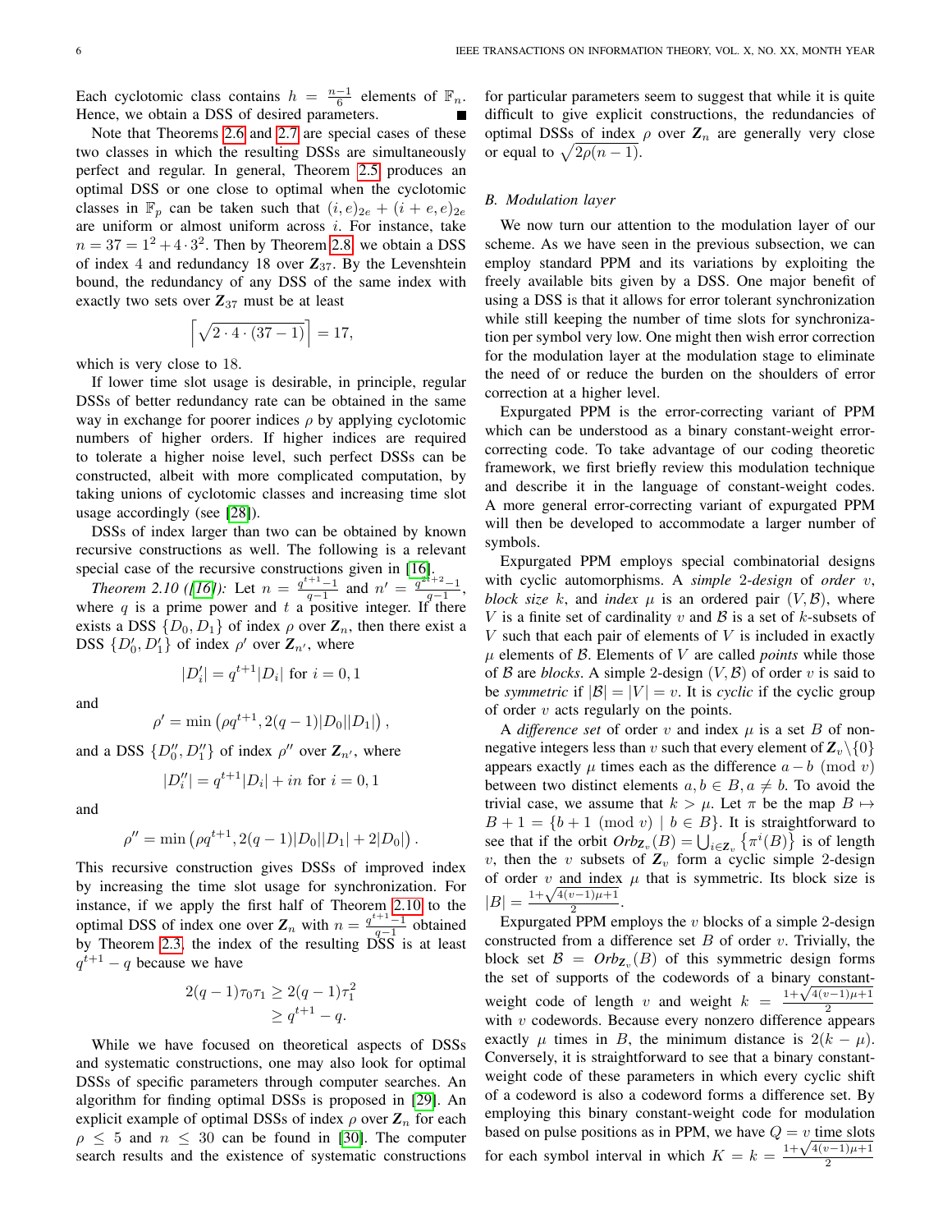Each cyclotomic class contains $h = \frac{n-1}{6}$ elements of $\mathbb{F}_n$. Hence, we obtain a DSS of desired parameters. ∎

Note that Theorems 2.6 and 2.7 are special cases of these two classes in which the resulting DSSs are simultaneously perfect and regular. In general, Theorem 2.5 produces an optimal DSS or one close to optimal when the cyclotomic classes in $\mathbb{F}_p$ can be taken such that $(i,e)_{2e} + (i+e,e)_{2e}$ are uniform or almost uniform across $i$. For instance, take $n = 37 = 1^2 + 4 \cdot 3^2$. Then by Theorem 2.8 we obtain a DSS of index 4 and redundancy 18 over $\mathbf{Z}_{37}$. By the Levenshtein bound, the redundancy of any DSS of the same index with exactly two sets over $\mathbf{Z}_{37}$ must be at least

$$\left\lceil \sqrt{2 \cdot 4 \cdot (37-1)} \right\rceil = 17,$$

which is very close to 18.

If lower time slot usage is desirable, in principle, regular DSSs of better redundancy rate can be obtained in the same way in exchange for poorer indices $\rho$ by applying cyclotomic numbers of higher orders. If higher indices are required to tolerate a higher noise level, such perfect DSSs can be constructed, albeit with more complicated computation, by taking unions of cyclotomic classes and increasing time slot usage accordingly (see [28]).

DSSs of index larger than two can be obtained by known recursive constructions as well. The following is a relevant special case of the recursive constructions given in [16].

*Theorem 2.10 ([16]):* Let $n = \frac{q^{t+1}-1}{q-1}$ and $n' = \frac{q^{2t+2}-1}{q-1}$, where $q$ is a prime power and $t$ a positive integer. If there exists a DSS $\{D_0, D_1\}$ of index $\rho$ over $\mathbf{Z}_n$, then there exist a DSS $\{D'_0, D'_1\}$ of index $\rho'$ over $\mathbf{Z}_{n'}$, where

$$|D'_i| = q^{t+1}|D_i| \text{ for } i = 0, 1$$

and

$$\rho' = \min\left(\rho q^{t+1}, 2(q-1)|D_0||D_1|\right),$$

and a DSS $\{D''_0, D''_1\}$ of index $\rho''$ over $\mathbf{Z}_{n'}$, where

$$|D''_i| = q^{t+1}|D_i| + in \text{ for } i = 0, 1$$

and

$$\rho'' = \min\left(\rho q^{t+1}, 2(q-1)|D_0||D_1| + 2|D_0|\right).$$

This recursive construction gives DSSs of improved index by increasing the time slot usage for synchronization. For instance, if we apply the first half of Theorem 2.10 to the optimal DSS of index one over $\mathbf{Z}_n$ with $n = \frac{q^{t+1}-1}{q-1}$ obtained by Theorem 2.3, the index of the resulting DSS is at least $q^{t+1} - q$ because we have

$$\begin{aligned} 2(q-1)\tau_0\tau_1 &\geq 2(q-1)\tau_1^2 \\ &\geq q^{t+1} - q. \end{aligned}$$

While we have focused on theoretical aspects of DSSs and systematic constructions, one may also look for optimal DSSs of specific parameters through computer searches. An algorithm for finding optimal DSSs is proposed in [29]. An explicit example of optimal DSSs of index $\rho$ over $\mathbf{Z}_n$ for each $\rho \leq 5$ and $n \leq 30$ can be found in [30]. The computer search results and the existence of systematic constructions for particular parameters seem to suggest that while it is quite difficult to give explicit constructions, the redundancies of optimal DSSs of index $\rho$ over $\mathbf{Z}_n$ are generally very close or equal to $\sqrt{2\rho(n-1)}$.

### B. Modulation layer

We now turn our attention to the modulation layer of our scheme. As we have seen in the previous subsection, we can employ standard PPM and its variations by exploiting the freely available bits given by a DSS. One major benefit of using a DSS is that it allows for error tolerant synchronization while still keeping the number of time slots for synchronization per symbol very low. One might then wish error correction for the modulation layer at the modulation stage to eliminate the need of or reduce the burden on the shoulders of error correction at a higher level.

Expurgated PPM is the error-correcting variant of PPM which can be understood as a binary constant-weight error-correcting code. To take advantage of our coding theoretic framework, we first briefly review this modulation technique and describe it in the language of constant-weight codes. A more general error-correcting variant of expurgated PPM will then be developed to accommodate a larger number of symbols.

Expurgated PPM employs special combinatorial designs with cyclic automorphisms. A *simple* 2*-design* of *order* $v$, *block size* $k$, and *index* $\mu$ is an ordered pair $(V, \mathcal{B})$, where $V$ is a finite set of cardinality $v$ and $\mathcal{B}$ is a set of $k$-subsets of $V$ such that each pair of elements of $V$ is included in exactly $\mu$ elements of $\mathcal{B}$. Elements of $V$ are called *points* while those of $\mathcal{B}$ are *blocks*. A simple 2-design $(V, \mathcal{B})$ of order $v$ is said to be *symmetric* if $|\mathcal{B}| = |V| = v$. It is *cyclic* if the cyclic group of order $v$ acts regularly on the points.

A *difference set* of order $v$ and index $\mu$ is a set $B$ of non-negative integers less than $v$ such that every element of $\mathbf{Z}_v \setminus \{0\}$ appears exactly $\mu$ times each as the difference $a - b \pmod{v}$ between two distinct elements $a, b \in B, a \neq b$. To avoid the trivial case, we assume that $k > \mu$. Let $\pi$ be the map $B \mapsto B + 1 = \{b + 1 \pmod{v} \mid b \in B\}$. It is straightforward to see that if the orbit $\mathit{Orb}_{\mathbf{Z}_v}(B) = \bigcup_{i \in \mathbf{Z}_v} \{\pi^i(B)\}$ is of length $v$, then the $v$ subsets of $\mathbf{Z}_v$ form a cyclic simple 2-design of order $v$ and index $\mu$ that is symmetric. Its block size is $|B| = \frac{1+\sqrt{4(v-1)\mu+1}}{2}$.

Expurgated PPM employs the $v$ blocks of a simple 2-design constructed from a difference set $B$ of order $v$. Trivially, the block set $\mathcal{B} = \mathit{Orb}_{\mathbf{Z}_v}(B)$ of this symmetric design forms the set of supports of the codewords of a binary constant-weight code of length $v$ and weight $k = \frac{1+\sqrt{4(v-1)\mu+1}}{2}$ with $v$ codewords. Because every nonzero difference appears exactly $\mu$ times in $B$, the minimum distance is $2(k - \mu)$. Conversely, it is straightforward to see that a binary constant-weight code of these parameters in which every cyclic shift of a codeword is also a codeword forms a difference set. By employing this binary constant-weight code for modulation based on pulse positions as in PPM, we have $Q = v$ time slots for each symbol interval in which $K = k = \frac{1+\sqrt{4(v-1)\mu+1}}{2}$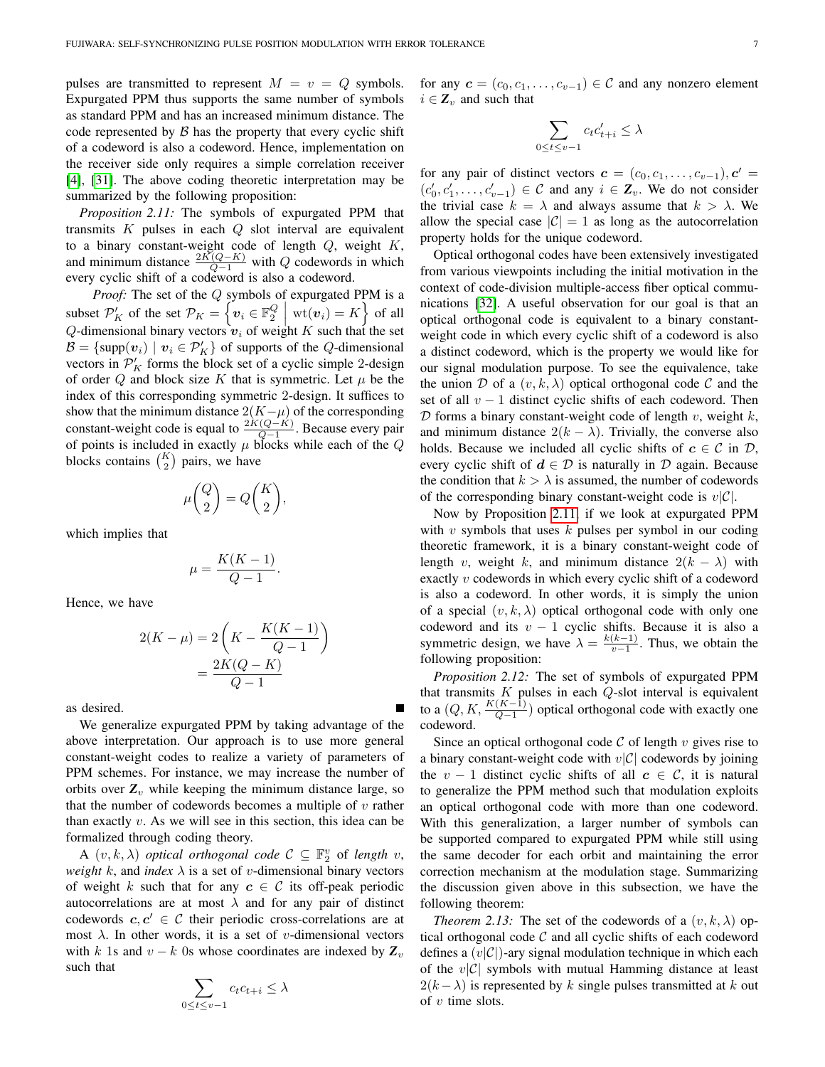pulses are transmitted to represent $M = v = Q$ symbols. Expurgated PPM thus supports the same number of symbols as standard PPM and has an increased minimum distance. The code represented by $\mathcal{B}$ has the property that every cyclic shift of a codeword is also a codeword. Hence, implementation on the receiver side only requires a simple correlation receiver [4], [31]. The above coding theoretic interpretation may be summarized by the following proposition:

*Proposition 2.11:* The symbols of expurgated PPM that transmits $K$ pulses in each $Q$ slot interval are equivalent to a binary constant-weight code of length $Q$, weight $K$, and minimum distance $\frac{2K(Q-K)}{Q-1}$ with $Q$ codewords in which every cyclic shift of a codeword is also a codeword.

*Proof:* The set of the $Q$ symbols of expurgated PPM is a subset $\mathcal{P}'_K$ of the set $\mathcal{P}_K = \left\{ \boldsymbol{v}_i \in \mathbb{F}_2^Q \;\middle|\; \mathrm{wt}(\boldsymbol{v}_i) = K \right\}$ of all $Q$-dimensional binary vectors $\boldsymbol{v}_i$ of weight $K$ such that the set $\mathcal{B} = \{\mathrm{supp}(\boldsymbol{v}_i) \mid \boldsymbol{v}_i \in \mathcal{P}'_K\}$ of supports of the $Q$-dimensional vectors in $\mathcal{P}'_K$ forms the block set of a cyclic simple 2-design of order $Q$ and block size $K$ that is symmetric. Let $\mu$ be the index of this corresponding symmetric 2-design. It suffices to show that the minimum distance $2(K-\mu)$ of the corresponding constant-weight code is equal to $\frac{2K(Q-K)}{Q-1}$. Because every pair of points is included in exactly $\mu$ blocks while each of the $Q$ blocks contains $\binom{K}{2}$ pairs, we have

$$\mu\binom{Q}{2} = Q\binom{K}{2},$$

which implies that

$$\mu = \frac{K(K-1)}{Q-1}.$$

Hence, we have

$$\begin{aligned} 2(K-\mu) &= 2\left(K - \frac{K(K-1)}{Q-1}\right) \\ &= \frac{2K(Q-K)}{Q-1} \end{aligned}$$

as desired. ∎

We generalize expurgated PPM by taking advantage of the above interpretation. Our approach is to use more general constant-weight codes to realize a variety of parameters of PPM schemes. For instance, we may increase the number of orbits over $\mathbf{Z}_v$ while keeping the minimum distance large, so that the number of codewords becomes a multiple of $v$ rather than exactly $v$. As we will see in this section, this idea can be formalized through coding theory.

A $(v,k,\lambda)$ *optical orthogonal code* $\mathcal{C} \subseteq \mathbb{F}_2^v$ of *length* $v$, *weight* $k$, and *index* $\lambda$ is a set of $v$-dimensional binary vectors of weight $k$ such that for any $\boldsymbol{c} \in \mathcal{C}$ its off-peak periodic autocorrelations are at most $\lambda$ and for any pair of distinct codewords $\boldsymbol{c}, \boldsymbol{c}' \in \mathcal{C}$ their periodic cross-correlations are at most $\lambda$. In other words, it is a set of $v$-dimensional vectors with $k$ 1s and $v-k$ 0s whose coordinates are indexed by $\mathbf{Z}_v$ such that

$$\sum_{0 \leq t \leq v-1} c_t c_{t+i} \leq \lambda$$

for any $\boldsymbol{c} = (c_0, c_1, \ldots, c_{v-1}) \in \mathcal{C}$ and any nonzero element $i \in \mathbf{Z}_v$ and such that

$$\sum_{0 \leq t \leq v-1} c_t c'_{t+i} \leq \lambda$$

for any pair of distinct vectors $\boldsymbol{c} = (c_0, c_1, \ldots, c_{v-1}), \boldsymbol{c}' = (c'_0, c'_1, \ldots, c'_{v-1}) \in \mathcal{C}$ and any $i \in \mathbf{Z}_v$. We do not consider the trivial case $k = \lambda$ and always assume that $k > \lambda$. We allow the special case $|\mathcal{C}| = 1$ as long as the autocorrelation property holds for the unique codeword.

Optical orthogonal codes have been extensively investigated from various viewpoints including the initial motivation in the context of code-division multiple-access fiber optical communications [32]. A useful observation for our goal is that an optical orthogonal code is equivalent to a binary constant-weight code in which every cyclic shift of a codeword is also a distinct codeword, which is the property we would like for our signal modulation purpose. To see the equivalence, take the union $\mathcal{D}$ of a $(v,k,\lambda)$ optical orthogonal code $\mathcal{C}$ and the set of all $v-1$ distinct cyclic shifts of each codeword. Then $\mathcal{D}$ forms a binary constant-weight code of length $v$, weight $k$, and minimum distance $2(k-\lambda)$. Trivially, the converse also holds. Because we included all cyclic shifts of $\boldsymbol{c} \in \mathcal{C}$ in $\mathcal{D}$, every cyclic shift of $\boldsymbol{d} \in \mathcal{D}$ is naturally in $\mathcal{D}$ again. Because the condition that $k > \lambda$ is assumed, the number of codewords of the corresponding binary constant-weight code is $v|\mathcal{C}|$.

Now by Proposition 2.11, if we look at expurgated PPM with $v$ symbols that uses $k$ pulses per symbol in our coding theoretic framework, it is a binary constant-weight code of length $v$, weight $k$, and minimum distance $2(k-\lambda)$ with exactly $v$ codewords in which every cyclic shift of a codeword is also a codeword. In other words, it is simply the union of a special $(v,k,\lambda)$ optical orthogonal code with only one codeword and its $v-1$ cyclic shifts. Because it is also a symmetric design, we have $\lambda = \frac{k(k-1)}{v-1}$. Thus, we obtain the following proposition:

*Proposition 2.12:* The set of symbols of expurgated PPM that transmits $K$ pulses in each $Q$-slot interval is equivalent to a $(Q, K, \frac{K(K-1)}{Q-1})$ optical orthogonal code with exactly one codeword.

Since an optical orthogonal code $\mathcal{C}$ of length $v$ gives rise to a binary constant-weight code with $v|\mathcal{C}|$ codewords by joining the $v-1$ distinct cyclic shifts of all $\boldsymbol{c} \in \mathcal{C}$, it is natural to generalize the PPM method such that modulation exploits an optical orthogonal code with more than one codeword. With this generalization, a larger number of symbols can be supported compared to expurgated PPM while still using the same decoder for each orbit and maintaining the error correction mechanism at the modulation stage. Summarizing the discussion given above in this subsection, we have the following theorem:

*Theorem 2.13:* The set of the codewords of a $(v,k,\lambda)$ optical orthogonal code $\mathcal{C}$ and all cyclic shifts of each codeword defines a $(v|\mathcal{C}|)$-ary signal modulation technique in which each of the $v|\mathcal{C}|$ symbols with mutual Hamming distance at least $2(k-\lambda)$ is represented by $k$ single pulses transmitted at $k$ out of $v$ time slots.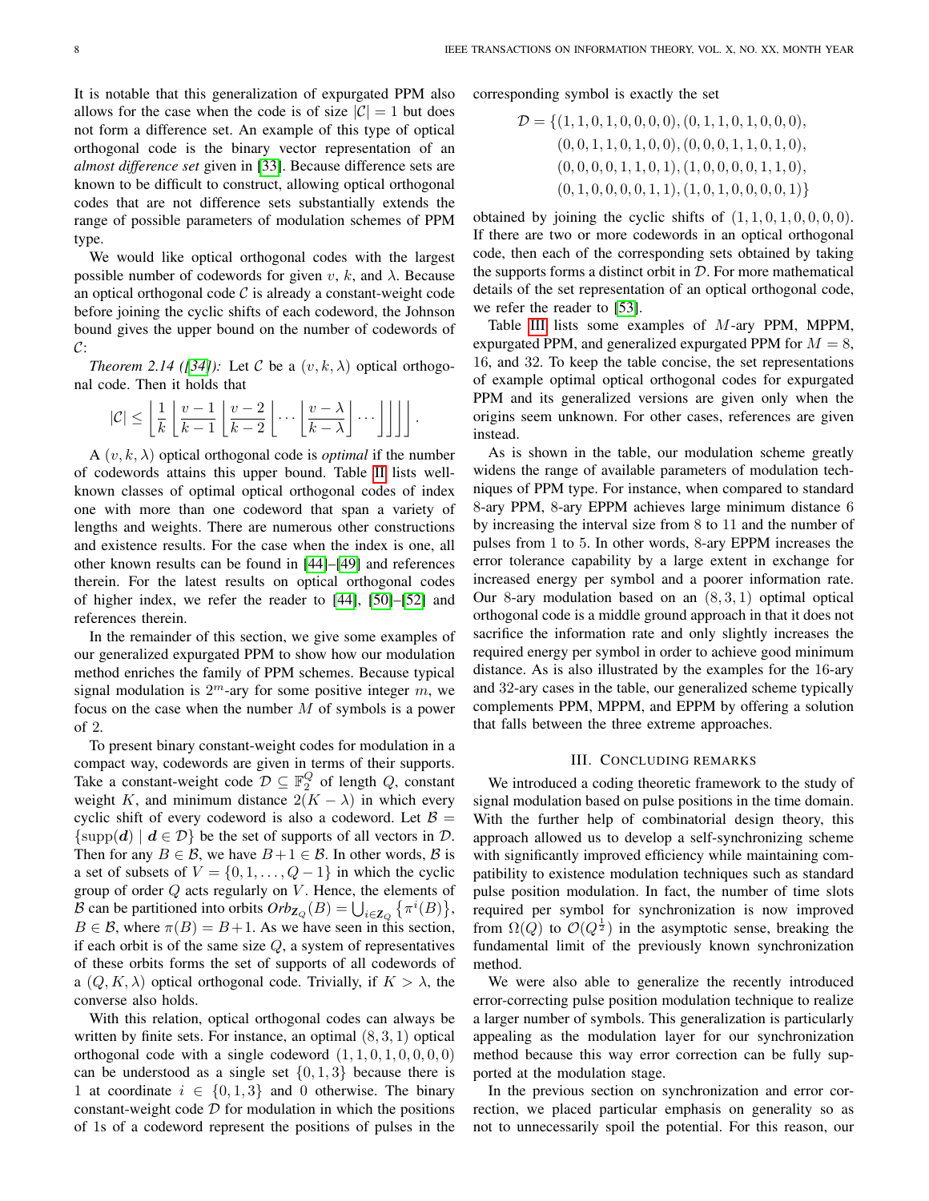It is notable that this generalization of expurgated PPM also allows for the case when the code is of size $|\mathcal{C}| = 1$ but does not form a difference set. An example of this type of optical orthogonal code is the binary vector representation of an *almost difference set* given in [33]. Because difference sets are known to be difficult to construct, allowing optical orthogonal codes that are not difference sets substantially extends the range of possible parameters of modulation schemes of PPM type.

We would like optical orthogonal codes with the largest possible number of codewords for given $v$, $k$, and $\lambda$. Because an optical orthogonal code $\mathcal{C}$ is already a constant-weight code before joining the cyclic shifts of each codeword, the Johnson bound gives the upper bound on the number of codewords of $\mathcal{C}$:

*Theorem 2.14 ([34]):* Let $\mathcal{C}$ be a $(v, k, \lambda)$ optical orthogonal code. Then it holds that

$$|\mathcal{C}| \leq \left\lfloor \frac{1}{k} \left\lfloor \frac{v-1}{k-1} \left\lfloor \frac{v-2}{k-2} \left\lfloor \cdots \left\lfloor \frac{v-\lambda}{k-\lambda} \right\rfloor \cdots \right\rfloor \right\rfloor \right\rfloor \right\rfloor .$$

A $(v, k, \lambda)$ optical orthogonal code is *optimal* if the number of codewords attains this upper bound. Table II lists well-known classes of optimal optical orthogonal codes of index one with more than one codeword that span a variety of lengths and weights. There are numerous other constructions and existence results. For the case when the index is one, all other known results can be found in [44]–[49] and references therein. For the latest results on optical orthogonal codes of higher index, we refer the reader to [44], [50]–[52] and references therein.

In the remainder of this section, we give some examples of our generalized expurgated PPM to show how our modulation method enriches the family of PPM schemes. Because typical signal modulation is $2^m$-ary for some positive integer $m$, we focus on the case when the number $M$ of symbols is a power of 2.

To present binary constant-weight codes for modulation in a compact way, codewords are given in terms of their supports. Take a constant-weight code $\mathcal{D} \subseteq \mathbb{F}_2^Q$ of length $Q$, constant weight $K$, and minimum distance $2(K - \lambda)$ in which every cyclic shift of every codeword is also a codeword. Let $\mathcal{B} = \{\text{supp}(\boldsymbol{d}) \mid \boldsymbol{d} \in \mathcal{D}\}$ be the set of supports of all vectors in $\mathcal{D}$. Then for any $B \in \mathcal{B}$, we have $B + 1 \in \mathcal{B}$. In other words, $\mathcal{B}$ is a set of subsets of $V = \{0, 1, \dots, Q-1\}$ in which the cyclic group of order $Q$ acts regularly on $V$. Hence, the elements of $\mathcal{B}$ can be partitioned into orbits $Orb_{\mathbf{Z}_Q}(B) = \bigcup_{i \in \mathbf{Z}_Q} \{\pi^i(B)\}$, $B \in \mathcal{B}$, where $\pi(B) = B + 1$. As we have seen in this section, if each orbit is of the same size $Q$, a system of representatives of these orbits forms the set of supports of all codewords of a $(Q, K, \lambda)$ optical orthogonal code. Trivially, if $K > \lambda$, the converse also holds.

With this relation, optical orthogonal codes can always be written by finite sets. For instance, an optimal $(8, 3, 1)$ optical orthogonal code with a single codeword $(1, 1, 0, 1, 0, 0, 0, 0)$ can be understood as a single set $\{0, 1, 3\}$ because there is 1 at coordinate $i \in \{0, 1, 3\}$ and 0 otherwise. The binary constant-weight code $\mathcal{D}$ for modulation in which the positions of 1s of a codeword represent the positions of pulses in the corresponding symbol is exactly the set

$$\begin{aligned}
\mathcal{D} = \{&(1,1,0,1,0,0,0,0), (0,1,1,0,1,0,0,0),\\
&(0,0,1,1,0,1,0,0), (0,0,0,1,1,0,1,0),\\
&(0,0,0,0,1,1,0,1), (1,0,0,0,0,1,1,0),\\
&(0,1,0,0,0,0,1,1), (1,0,1,0,0,0,0,1)\}
\end{aligned}$$

obtained by joining the cyclic shifts of $(1, 1, 0, 1, 0, 0, 0, 0)$. If there are two or more codewords in an optical orthogonal code, then each of the corresponding sets obtained by taking the supports forms a distinct orbit in $\mathcal{D}$. For more mathematical details of the set representation of an optical orthogonal code, we refer the reader to [53].

Table III lists some examples of $M$-ary PPM, MPPM, expurgated PPM, and generalized expurgated PPM for $M = 8$, 16, and 32. To keep the table concise, the set representations of example optimal optical orthogonal codes for expurgated PPM and its generalized versions are given only when the origins seem unknown. For other cases, references are given instead.

As is shown in the table, our modulation scheme greatly widens the range of available parameters of modulation techniques of PPM type. For instance, when compared to standard 8-ary PPM, 8-ary EPPM achieves large minimum distance 6 by increasing the interval size from 8 to 11 and the number of pulses from 1 to 5. In other words, 8-ary EPPM increases the error tolerance capability by a large extent in exchange for increased energy per symbol and a poorer information rate. Our 8-ary modulation based on an $(8, 3, 1)$ optimal optical orthogonal code is a middle ground approach in that it does not sacrifice the information rate and only slightly increases the required energy per symbol in order to achieve good minimum distance. As is also illustrated by the examples for the 16-ary and 32-ary cases in the table, our generalized scheme typically complements PPM, MPPM, and EPPM by offering a solution that falls between the three extreme approaches.

## III. Concluding Remarks

We introduced a coding theoretic framework to the study of signal modulation based on pulse positions in the time domain. With the further help of combinatorial design theory, this approach allowed us to develop a self-synchronizing scheme with significantly improved efficiency while maintaining compatibility to existence modulation techniques such as standard pulse position modulation. In fact, the number of time slots required per symbol for synchronization is now improved from $\Omega(Q)$ to $\mathcal{O}(Q^{\frac{1}{2}})$ in the asymptotic sense, breaking the fundamental limit of the previously known synchronization method.

We were also able to generalize the recently introduced error-correcting pulse position modulation technique to realize a larger number of symbols. This generalization is particularly appealing as the modulation layer for our synchronization method because this way error correction can be fully supported at the modulation stage.

In the previous section on synchronization and error correction, we placed particular emphasis on generality so as not to unnecessarily spoil the potential. For this reason, our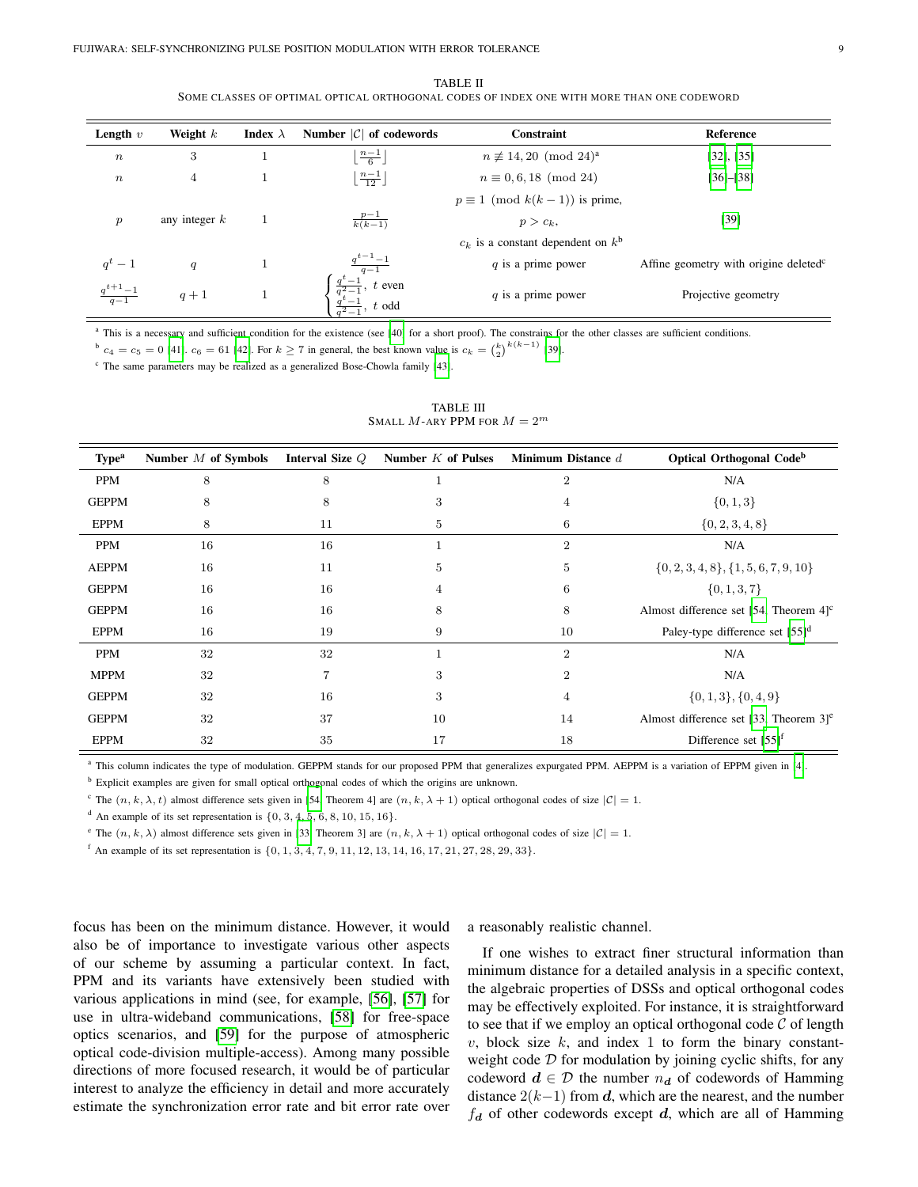TABLE II

SOME CLASSES OF OPTIMAL OPTICAL ORTHOGONAL CODES OF INDEX ONE WITH MORE THAN ONE CODEWORD

| **Length** $v$ | **Weight** $k$ | **Index** $\lambda$ | **Number** $\lvert\mathcal{C}\rvert$ **of codewords** | **Constraint** | **Reference** |
|---|---|---|---|---|---|
| $n$ | 3 | 1 | $\lfloor \frac{n-1}{6} \rfloor$ | $n \not\equiv 14, 20 \pmod{24}$[a] | [32], [35] |
| $n$ | 4 | 1 | $\lfloor \frac{n-1}{12} \rfloor$ | $n \equiv 0, 6, 18 \pmod{24}$ | [36]–[38] |
| $p$ | any integer $k$ | 1 | $\frac{p-1}{k(k-1)}$ | $p \equiv 1 \pmod{k(k-1)}$ is prime, $p > c_k$, $c_k$ is a constant dependent on $k$[b] | [39] |
| $q^t - 1$ | $q$ | 1 | $\frac{q^{t-1}-1}{q-1}$ | $q$ is a prime power | Affine geometry with origine deleted[c] |
| $\frac{q^{t+1}-1}{q-1}$ | $q+1$ | 1 | $\begin{cases} \frac{q^t-1}{q^2-1}, & t \text{ even} \\ \frac{q^t-1}{q^2-1}, & t \text{ odd} \end{cases}$ | $q$ is a prime power | Projective geometry |

[a] This is a necessary and sufficient condition for the existence (see [40] for a short proof). The constrains for the other classes are sufficient conditions.

[b] $c_4 = c_5 = 0$ [41]. $c_6 = 61$ [42]. For $k \geq 7$ in general, the best known value is $c_k = \binom{k}{2}^{k(k-1)}$ [39].

[c] The same parameters may be realized as a generalized Bose-Chowla family [43].

TABLE III

SMALL $M$-ARY PPM FOR $M = 2^m$

| **Type**[a] | **Number** $M$ **of Symbols** | **Interval Size** $Q$ | **Number** $K$ **of Pulses** | **Minimum Distance** $d$ | **Optical Orthogonal Code**[b] |
|---|---|---|---|---|---|
| PPM | 8 | 8 | 1 | 2 | N/A |
| GEPPM | 8 | 8 | 3 | 4 | $\{0, 1, 3\}$ |
| EPPM | 8 | 11 | 5 | 6 | $\{0, 2, 3, 4, 8\}$ |
| PPM | 16 | 16 | 1 | 2 | N/A |
| AEPPM | 16 | 11 | 5 | 5 | $\{0, 2, 3, 4, 8\}, \{1, 5, 6, 7, 9, 10\}$ |
| GEPPM | 16 | 16 | 4 | 6 | $\{0, 1, 3, 7\}$ |
| GEPPM | 16 | 16 | 8 | 8 | Almost difference set [54, Theorem 4][c] |
| EPPM | 16 | 19 | 9 | 10 | Paley-type difference set [55][d] |
| PPM | 32 | 32 | 1 | 2 | N/A |
| MPPM | 32 | 7 | 3 | 2 | N/A |
| GEPPM | 32 | 16 | 3 | 4 | $\{0, 1, 3\}, \{0, 4, 9\}$ |
| GEPPM | 32 | 37 | 10 | 14 | Almost difference set [33, Theorem 3][e] |
| EPPM | 32 | 35 | 17 | 18 | Difference set [55][f] |

[a] This column indicates the type of modulation. GEPPM stands for our proposed PPM that generalizes expurgated PPM. AEPPM is a variation of EPPM given in [4].

[b] Explicit examples are given for small optical orthogonal codes of which the origins are unknown.

[c] The $(n, k, \lambda, t)$ almost difference sets given in [54, Theorem 4] are $(n, k, \lambda + 1)$ optical orthogonal codes of size $|\mathcal{C}| = 1$.

[d] An example of its set representation is $\{0, 3, 4, 5, 6, 8, 10, 15, 16\}$.

[e] The $(n, k, \lambda)$ almost difference sets given in [33, Theorem 3] are $(n, k, \lambda + 1)$ optical orthogonal codes of size $|\mathcal{C}| = 1$.

[f] An example of its set representation is $\{0, 1, 3, 4, 7, 9, 11, 12, 13, 14, 16, 17, 21, 27, 28, 29, 33\}$.

focus has been on the minimum distance. However, it would also be of importance to investigate various other aspects of our scheme by assuming a particular context. In fact, PPM and its variants have extensively been studied with various applications in mind (see, for example, [56], [57] for use in ultra-wideband communications, [58] for free-space optics scenarios, and [59] for the purpose of atmospheric optical code-division multiple-access). Among many possible directions of more focused research, it would be of particular interest to analyze the efficiency in detail and more accurately estimate the synchronization error rate and bit error rate over a reasonably realistic channel.

If one wishes to extract finer structural information than minimum distance for a detailed analysis in a specific context, the algebraic properties of DSSs and optical orthogonal codes may be effectively exploited. For instance, it is straightforward to see that if we employ an optical orthogonal code $\mathcal{C}$ of length $v$, block size $k$, and index 1 to form the binary constant-weight code $\mathcal{D}$ for modulation by joining cyclic shifts, for any codeword $\boldsymbol{d} \in \mathcal{D}$ the number $n_{\boldsymbol{d}}$ of codewords of Hamming distance $2(k-1)$ from $\boldsymbol{d}$, which are the nearest, and the number $f_{\boldsymbol{d}}$ of other codewords except $\boldsymbol{d}$, which are all of Hamming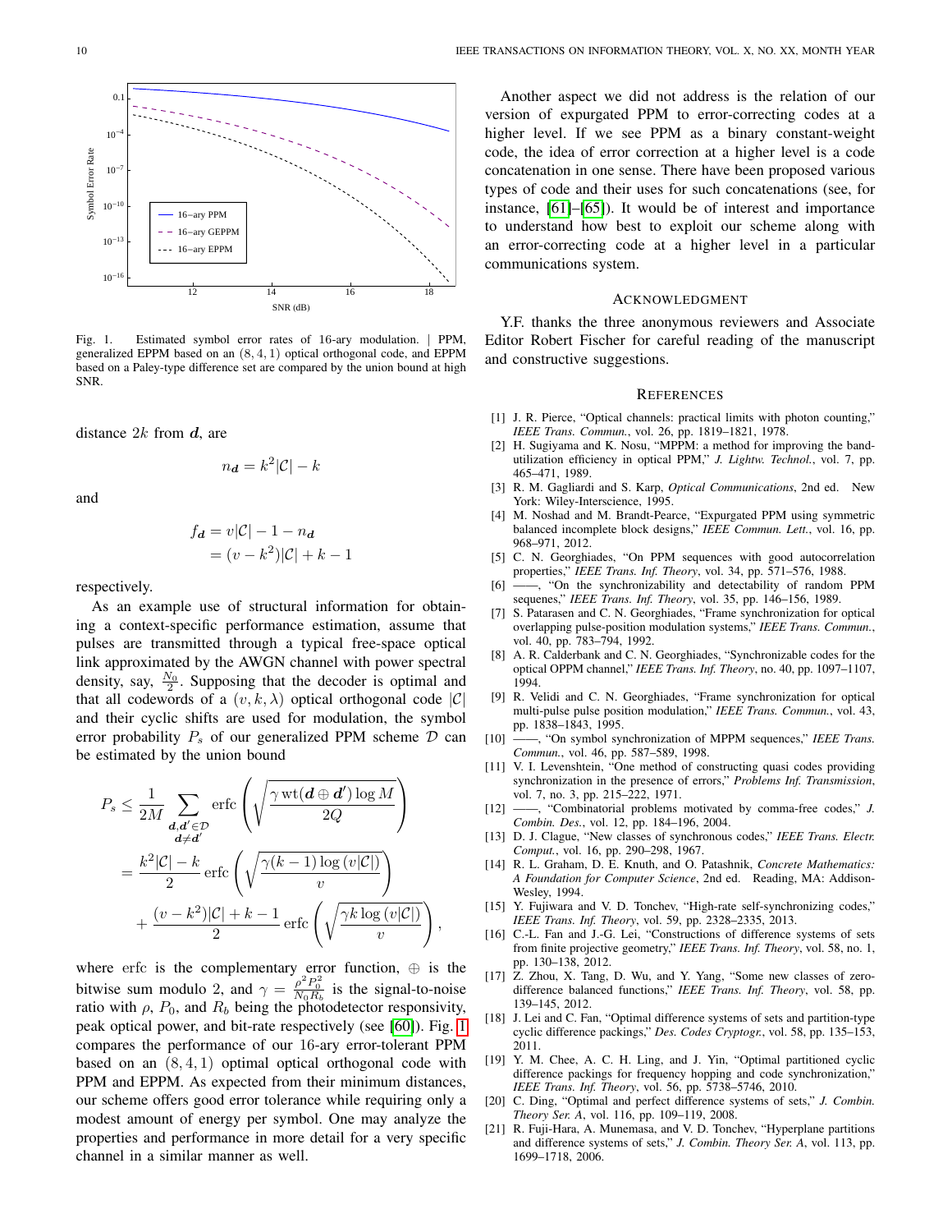Fig. 1. Estimated symbol error rates of 16-ary modulation. | PPM, generalized EPPM based on an $(8,4,1)$ optical orthogonal code, and EPPM based on a Paley-type difference set are compared by the union bound at high SNR.

distance $2k$ from $\boldsymbol{d}$, are

$$n_{\boldsymbol{d}} = k^2|\mathcal{C}| - k$$

and

$$\begin{aligned} f_{\boldsymbol{d}} &= v|\mathcal{C}| - 1 - n_{\boldsymbol{d}} \\ &= (v-k^2)|\mathcal{C}| + k - 1 \end{aligned}$$

respectively.

As an example use of structural information for obtaining a context-specific performance estimation, assume that pulses are transmitted through a typical free-space optical link approximated by the AWGN channel with power spectral density, say, $\frac{N_0}{2}$. Supposing that the decoder is optimal and that all codewords of a $(v,k,\lambda)$ optical orthogonal code $|\mathcal{C}|$ and their cyclic shifts are used for modulation, the symbol error probability $P_s$ of our generalized PPM scheme $\mathcal{D}$ can be estimated by the union bound

$$\begin{aligned} P_s &\leq \frac{1}{2M} \sum_{\substack{\boldsymbol{d},\boldsymbol{d}' \in \mathcal{D} \\ \boldsymbol{d} \neq \boldsymbol{d}'}} \operatorname{erfc}\left(\sqrt{\frac{\gamma \operatorname{wt}(\boldsymbol{d} \oplus \boldsymbol{d}') \log M}{2Q}}\right) \\ &= \frac{k^2|\mathcal{C}| - k}{2} \operatorname{erfc}\left(\sqrt{\frac{\gamma(k-1)\log(v|\mathcal{C}|)}{v}}\right) \\ &\quad + \frac{(v-k^2)|\mathcal{C}| + k - 1}{2} \operatorname{erfc}\left(\sqrt{\frac{\gamma k \log(v|\mathcal{C}|)}{v}}\right), \end{aligned}$$

where erfc is the complementary error function, $\oplus$ is the bitwise sum modulo 2, and $\gamma = \frac{\rho^2 P_0^2}{N_0 R_b}$ is the signal-to-noise ratio with $\rho$, $P_0$, and $R_b$ being the photodetector responsivity, peak optical power, and bit-rate respectively (see [60]). Fig. 1 compares the performance of our 16-ary error-tolerant PPM based on an $(8,4,1)$ optimal optical orthogonal code with PPM and EPPM. As expected from their minimum distances, our scheme offers good error tolerance while requiring only a modest amount of energy per symbol. One may analyze the properties and performance in more detail for a very specific channel in a similar manner as well.

Another aspect we did not address is the relation of our version of expurgated PPM to error-correcting codes at a higher level. If we see PPM as a binary constant-weight code, the idea of error correction at a higher level is a code concatenation in one sense. There have been proposed various types of code and their uses for such concatenations (see, for instance, [61]–[65]). It would be of interest and importance to understand how best to exploit our scheme along with an error-correcting code at a higher level in a particular communications system.

## Acknowledgment

Y.F. thanks the three anonymous reviewers and Associate Editor Robert Fischer for careful reading of the manuscript and constructive suggestions.

## References

[1] J. R. Pierce, "Optical channels: practical limits with photon counting," *IEEE Trans. Commun.*, vol. 26, pp. 1819–1821, 1978.

[2] H. Sugiyama and K. Nosu, "MPPM: a method for improving the band-utilization efficiency in optical PPM," *J. Lightw. Technol.*, vol. 7, pp. 465–471, 1989.

[3] R. M. Gagliardi and S. Karp, *Optical Communications*, 2nd ed. New York: Wiley-Interscience, 1995.

[4] M. Noshad and M. Brandt-Pearce, "Expurgated PPM using symmetric balanced incomplete block designs," *IEEE Commun. Lett.*, vol. 16, pp. 968–971, 2012.

[5] C. N. Georghiades, "On PPM sequences with good autocorrelation properties," *IEEE Trans. Inf. Theory*, vol. 34, pp. 571–576, 1988.

[6] ——, "On the synchronizability and detectability of random PPM sequenes," *IEEE Trans. Inf. Theory*, vol. 35, pp. 146–156, 1989.

[7] S. Patarasen and C. N. Georghiades, "Frame synchronization for optical overlapping pulse-position modulation systems," *IEEE Trans. Commun.*, vol. 40, pp. 783–794, 1992.

[8] A. R. Calderbank and C. N. Georghiades, "Synchronizable codes for the optical OPPM channel," *IEEE Trans. Inf. Theory*, no. 40, pp. 1097–1107, 1994.

[9] R. Velidi and C. N. Georghiades, "Frame synchronization for optical multi-pulse pulse position modulation," *IEEE Trans. Commun.*, vol. 43, pp. 1838–1843, 1995.

[10] ——, "On symbol synchronization of MPPM sequences," *IEEE Trans. Commun.*, vol. 46, pp. 587–589, 1998.

[11] V. I. Levenshtein, "One method of constructing quasi codes providing synchronization in the presence of errors," *Problems Inf. Transmission*, vol. 7, no. 3, pp. 215–222, 1971.

[12] ——, "Combinatorial problems motivated by comma-free codes," *J. Combin. Des.*, vol. 12, pp. 184–196, 2004.

[13] D. J. Clague, "New classes of synchronous codes," *IEEE Trans. Electr. Comput.*, vol. 16, pp. 290–298, 1967.

[14] R. L. Graham, D. E. Knuth, and O. Patashnik, *Concrete Mathematics: A Foundation for Computer Science*, 2nd ed. Reading, MA: Addison-Wesley, 1994.

[15] Y. Fujiwara and V. D. Tonchev, "High-rate self-synchronizing codes," *IEEE Trans. Inf. Theory*, vol. 59, pp. 2328–2335, 2013.

[16] C.-L. Fan and J.-G. Lei, "Constructions of difference systems of sets from finite projective geometry," *IEEE Trans. Inf. Theory*, vol. 58, no. 1, pp. 130–138, 2012.

[17] Z. Zhou, X. Tang, D. Wu, and Y. Yang, "Some new classes of zero-difference balanced functions," *IEEE Trans. Inf. Theory*, vol. 58, pp. 139–145, 2012.

[18] J. Lei and C. Fan, "Optimal difference systems of sets and partition-type cyclic difference packings," *Des. Codes Cryptogr.*, vol. 58, pp. 135–153, 2011.

[19] Y. M. Chee, A. C. H. Ling, and J. Yin, "Optimal partitioned cyclic difference packings for frequency hopping and code synchronization," *IEEE Trans. Inf. Theory*, vol. 56, pp. 5738–5746, 2010.

[20] C. Ding, "Optimal and perfect difference systems of sets," *J. Combin. Theory Ser. A*, vol. 116, pp. 109–119, 2008.

[21] R. Fuji-Hara, A. Munemasa, and V. D. Tonchev, "Hyperplane partitions and difference systems of sets," *J. Combin. Theory Ser. A*, vol. 113, pp. 1699–1718, 2006.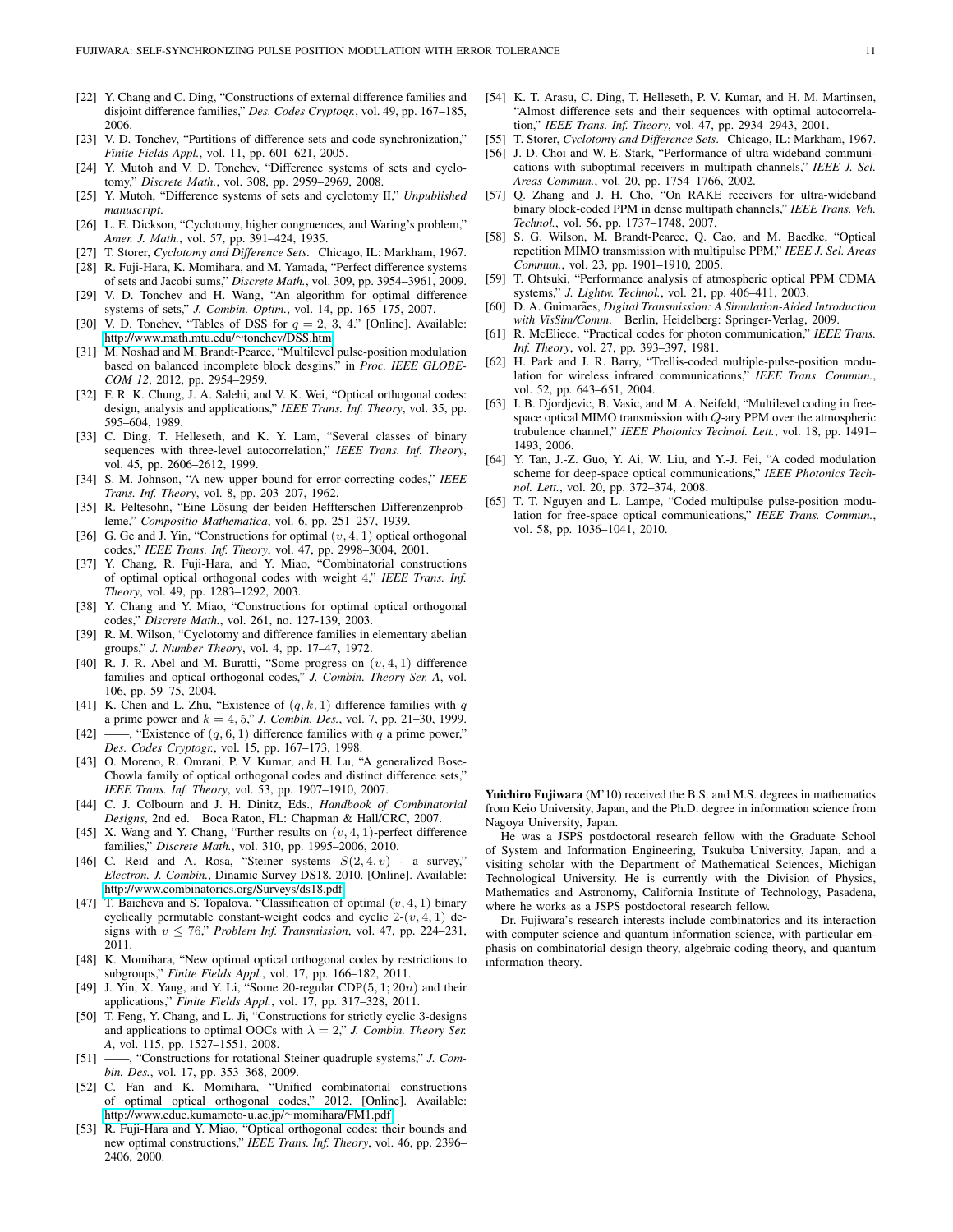[22] Y. Chang and C. Ding, "Constructions of external difference families and disjoint difference families," *Des. Codes Cryptogr.*, vol. 49, pp. 167–185, 2006.

[23] V. D. Tonchev, "Partitions of difference sets and code synchronization," *Finite Fields Appl.*, vol. 11, pp. 601–621, 2005.

[24] Y. Mutoh and V. D. Tonchev, "Difference systems of sets and cyclotomy," *Discrete Math.*, vol. 308, pp. 2959–2969, 2008.

[25] Y. Mutoh, "Difference systems of sets and cyclotomy II," *Unpublished manuscript*.

[26] L. E. Dickson, "Cyclotomy, higher congruences, and Waring's problem," *Amer. J. Math.*, vol. 57, pp. 391–424, 1935.

[27] T. Storer, *Cyclotomy and Difference Sets*. Chicago, IL: Markham, 1967.

[28] R. Fuji-Hara, K. Momihara, and M. Yamada, "Perfect difference systems of sets and Jacobi sums," *Discrete Math.*, vol. 309, pp. 3954–3961, 2009.

[29] V. D. Tonchev and H. Wang, "An algorithm for optimal difference systems of sets," *J. Combin. Optim.*, vol. 14, pp. 165–175, 2007.

[30] V. D. Tonchev, "Tables of DSS for $q = 2$, 3, 4." [Online]. Available: http://www.math.mtu.edu/~tonchev/DSS.htm

[31] M. Noshad and M. Brandt-Pearce, "Multilevel pulse-position modulation based on balanced incomplete block desgins," in *Proc. IEEE GLOBECOM 12*, 2012, pp. 2954–2959.

[32] F. R. K. Chung, J. A. Salehi, and V. K. Wei, "Optical orthogonal codes: design, analysis and applications," *IEEE Trans. Inf. Theory*, vol. 35, pp. 595–604, 1989.

[33] C. Ding, T. Helleseth, and K. Y. Lam, "Several classes of binary sequences with three-level autocorrelation," *IEEE Trans. Inf. Theory*, vol. 45, pp. 2606–2612, 1999.

[34] S. M. Johnson, "A new upper bound for error-correcting codes," *IEEE Trans. Inf. Theory*, vol. 8, pp. 203–207, 1962.

[35] R. Peltesohn, "Eine Lösung der beiden Heffterschen Differenzenprobleme," *Compositio Mathematica*, vol. 6, pp. 251–257, 1939.

[36] G. Ge and J. Yin, "Constructions for optimal $(v, 4, 1)$ optical orthogonal codes," *IEEE Trans. Inf. Theory*, vol. 47, pp. 2998–3004, 2001.

[37] Y. Chang, R. Fuji-Hara, and Y. Miao, "Combinatorial constructions of optimal optical orthogonal codes with weight 4," *IEEE Trans. Inf. Theory*, vol. 49, pp. 1283–1292, 2003.

[38] Y. Chang and Y. Miao, "Constructions for optimal optical orthogonal codes," *Discrete Math.*, vol. 261, no. 127-139, 2003.

[39] R. M. Wilson, "Cyclotomy and difference families in elementary abelian groups," *J. Number Theory*, vol. 4, pp. 17–47, 1972.

[40] R. J. R. Abel and M. Buratti, "Some progress on $(v, 4, 1)$ difference families and optical orthogonal codes," *J. Combin. Theory Ser. A*, vol. 106, pp. 59–75, 2004.

[41] K. Chen and L. Zhu, "Existence of $(q, k, 1)$ difference families with $q$ a prime power and $k = 4, 5$," *J. Combin. Des.*, vol. 7, pp. 21–30, 1999.

[42] ——, "Existence of $(q, 6, 1)$ difference families with $q$ a prime power," *Des. Codes Cryptogr.*, vol. 15, pp. 167–173, 1998.

[43] O. Moreno, R. Omrani, P. V. Kumar, and H. Lu, "A generalized Bose-Chowla family of optical orthogonal codes and distinct difference sets," *IEEE Trans. Inf. Theory*, vol. 53, pp. 1907–1910, 2007.

[44] C. J. Colbourn and J. H. Dinitz, Eds., *Handbook of Combinatorial Designs*, 2nd ed. Boca Raton, FL: Chapman & Hall/CRC, 2007.

[45] X. Wang and Y. Chang, "Further results on $(v, 4, 1)$-perfect difference families," *Discrete Math.*, vol. 310, pp. 1995–2006, 2010.

[46] C. Reid and A. Rosa, "Steiner systems $S(2, 4, v)$ - a survey," *Electron. J. Combin.*, Dinamic Survey DS18. 2010. [Online]. Available: http://www.combinatorics.org/Surveys/ds18.pdf

[47] T. Baicheva and S. Topalova, "Classification of optimal $(v, 4, 1)$ binary cyclically permutable constant-weight codes and cyclic 2-$(v, 4, 1)$ designs with $v \leq 76$," *Problem Inf. Transmission*, vol. 47, pp. 224–231, 2011.

[48] K. Momihara, "New optimal optical orthogonal codes by restrictions to subgroups," *Finite Fields Appl.*, vol. 17, pp. 166–182, 2011.

[49] J. Yin, X. Yang, and Y. Li, "Some 20-regular CDP$(5, 1; 20u)$ and their applications," *Finite Fields Appl.*, vol. 17, pp. 317–328, 2011.

[50] T. Feng, Y. Chang, and L. Ji, "Constructions for strictly cyclic 3-designs and applications to optimal OOCs with $\lambda = 2$," *J. Combin. Theory Ser. A*, vol. 115, pp. 1527–1551, 2008.

[51] ——, "Constructions for rotational Steiner quadruple systems," *J. Combin. Des.*, vol. 17, pp. 353–368, 2009.

[52] C. Fan and K. Momihara, "Unified combinatorial constructions of optimal optical orthogonal codes," 2012. [Online]. Available: http://www.educ.kumamoto-u.ac.jp/~momihara/FM1.pdf

[53] R. Fuji-Hara and Y. Miao, "Optical orthogonal codes: their bounds and new optimal constructions," *IEEE Trans. Inf. Theory*, vol. 46, pp. 2396–2406, 2000.

[54] K. T. Arasu, C. Ding, T. Helleseth, P. V. Kumar, and H. M. Martinsen, "Almost difference sets and their sequences with optimal autocorrelation," *IEEE Trans. Inf. Theory*, vol. 47, pp. 2934–2943, 2001.

[55] T. Storer, *Cyclotomy and Difference Sets*. Chicago, IL: Markham, 1967.

[56] J. D. Choi and W. E. Stark, "Performance of ultra-wideband communications with suboptimal receivers in multipath channels," *IEEE J. Sel. Areas Commun.*, vol. 20, pp. 1754–1766, 2002.

[57] Q. Zhang and J. H. Cho, "On RAKE receivers for ultra-wideband binary block-coded PPM in dense multipath channels," *IEEE Trans. Veh. Technol.*, vol. 56, pp. 1737–1748, 2007.

[58] S. G. Wilson, M. Brandt-Pearce, Q. Cao, and M. Baedke, "Optical repetition MIMO transmission with multipulse PPM," *IEEE J. Sel. Areas Commun.*, vol. 23, pp. 1901–1910, 2005.

[59] T. Ohtsuki, "Performance analysis of atmospheric optical PPM CDMA systems," *J. Lightw. Technol.*, vol. 21, pp. 406–411, 2003.

[60] D. A. Guimarães, *Digital Transmission: A Simulation-Aided Introduction with VisSim/Comm*. Berlin, Heidelberg: Springer-Verlag, 2009.

[61] R. McEliece, "Practical codes for photon communication," *IEEE Trans. Inf. Theory*, vol. 27, pp. 393–397, 1981.

[62] H. Park and J. R. Barry, "Trellis-coded multiple-pulse-position modulation for wireless infrared communications," *IEEE Trans. Commun.*, vol. 52, pp. 643–651, 2004.

[63] I. B. Djordjevic, B. Vasic, and M. A. Neifeld, "Multilevel coding in free-space optical MIMO transmission with $Q$-ary PPM over the atmospheric trubulence channel," *IEEE Photonics Technol. Lett.*, vol. 18, pp. 1491–1493, 2006.

[64] Y. Tan, J.-Z. Guo, Y. Ai, W. Liu, and Y.-J. Fei, "A coded modulation scheme for deep-space optical communications," *IEEE Photonics Technol. Lett.*, vol. 20, pp. 372–374, 2008.

[65] T. T. Nguyen and L. Lampe, "Coded multipulse pulse-position modulation for free-space optical communications," *IEEE Trans. Commun.*, vol. 58, pp. 1036–1041, 2010.

**Yuichiro Fujiwara** (M'10) received the B.S. and M.S. degrees in mathematics from Keio University, Japan, and the Ph.D. degree in information science from Nagoya University, Japan.

He was a JSPS postdoctoral research fellow with the Graduate School of System and Information Engineering, Tsukuba University, Japan, and a visiting scholar with the Department of Mathematical Sciences, Michigan Technological University. He is currently with the Division of Physics, Mathematics and Astronomy, California Institute of Technology, Pasadena, where he works as a JSPS postdoctoral research fellow.

Dr. Fujiwara's research interests include combinatorics and its interaction with computer science and quantum information science, with particular emphasis on combinatorial design theory, algebraic coding theory, and quantum information theory.